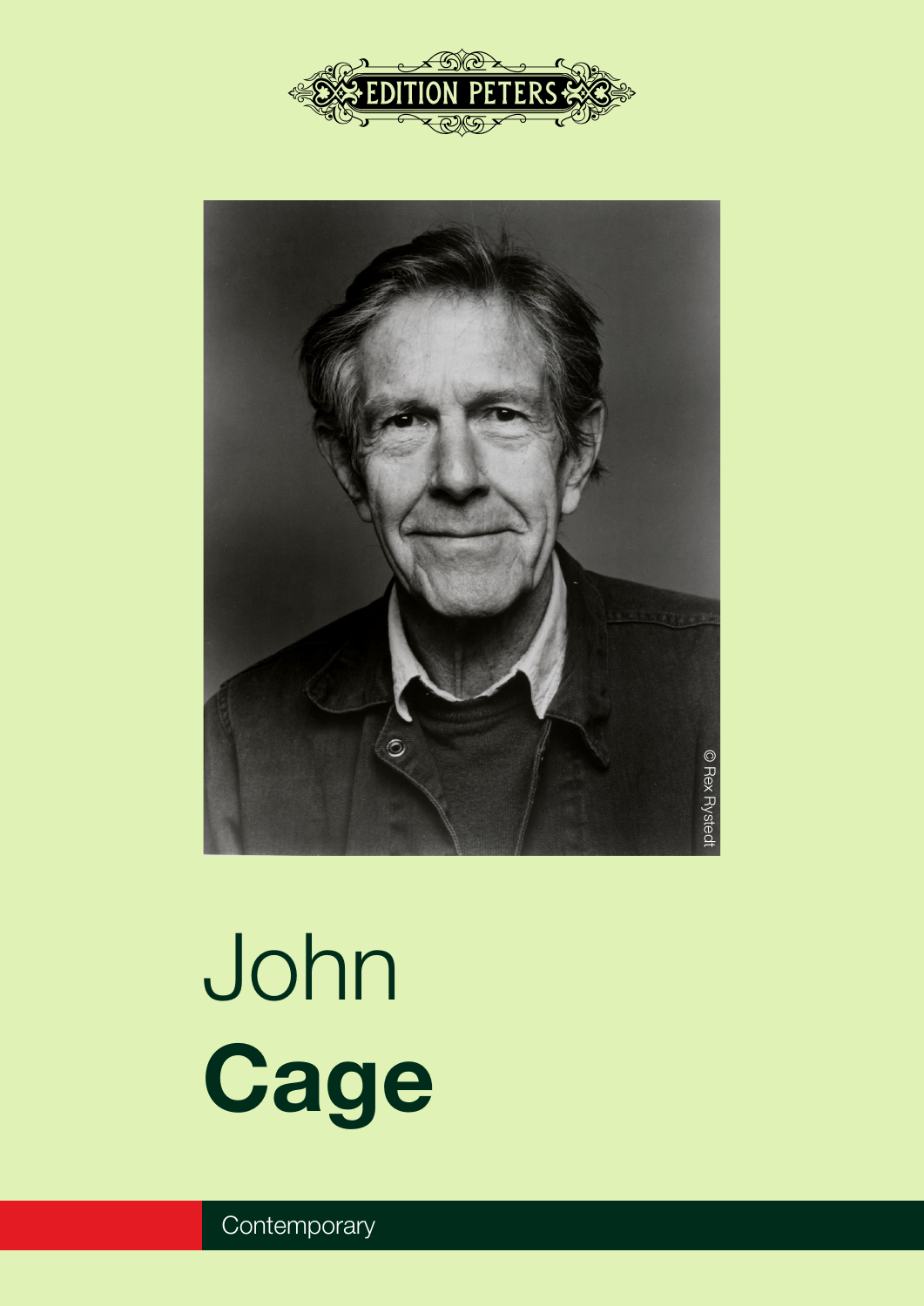EDITION PETERS

© Rex Rystedt

# John **Cage**

Contemporary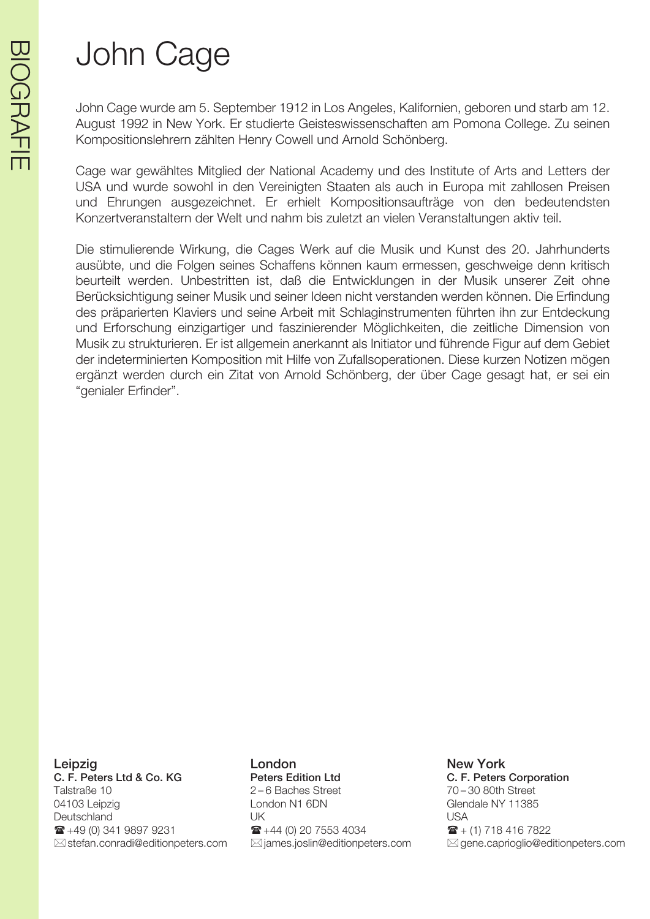# John Cage

John Cage wurde am 5. September 1912 in Los Angeles, Kalifornien, geboren und starb am 12. August 1992 in New York. Er studierte Geisteswissenschaften am Pomona College. Zu seinen Kompositionslehrern zählten Henry Cowell und Arnold Schönberg.

Cage war gewähltes Mitglied der National Academy und des Institute of Arts and Letters der USA und wurde sowohl in den Vereinigten Staaten als auch in Europa mit zahllosen Preisen und Ehrungen ausgezeichnet. Er erhielt Kompositionsaufträge von den bedeutendsten Konzertveranstaltern der Welt und nahm bis zuletzt an vielen Veranstaltungen aktiv teil.

Die stimulierende Wirkung, die Cages Werk auf die Musik und Kunst des 20. Jahrhunderts ausübte, und die Folgen seines Schaffens können kaum ermessen, geschweige denn kritisch beurteilt werden. Unbestritten ist, daß die Entwicklungen in der Musik unserer Zeit ohne Berücksichtigung seiner Musik und seiner Ideen nicht verstanden werden können. Die Erfindung des präparierten Klaviers und seine Arbeit mit Schlaginstrumenten führten ihn zur Entdeckung und Erforschung einzigartiger und faszinierender Möglichkeiten, die zeitliche Dimension von Musik zu strukturieren. Er ist allgemein anerkannt als Initiator und führende Figur auf dem Gebiet der indeterminierten Komposition mit Hilfe von Zufallsoperationen. Diese kurzen Notizen mögen ergänzt werden durch ein Zitat von Arnold Schönberg, der über Cage gesagt hat, er sei ein "genialer Erfinder".

**Leipzig**
**C. F. Peters Ltd & Co. KG**
Talstraße 10
04103 Leipzig
Deutschland
☎ +49 (0) 341 9897 9231
✉ stefan.conradi@editionpeters.com

**London**
**Peters Edition Ltd**
2 – 6 Baches Street
London N1 6DN
UK
☎ +44 (0) 20 7553 4034
✉ james.joslin@editionpeters.com

**New York**
**C. F. Peters Corporation**
70 – 30 80th Street
Glendale NY 11385
USA
☎ + (1) 718 416 7822
✉ gene.caprioglio@editionpeters.com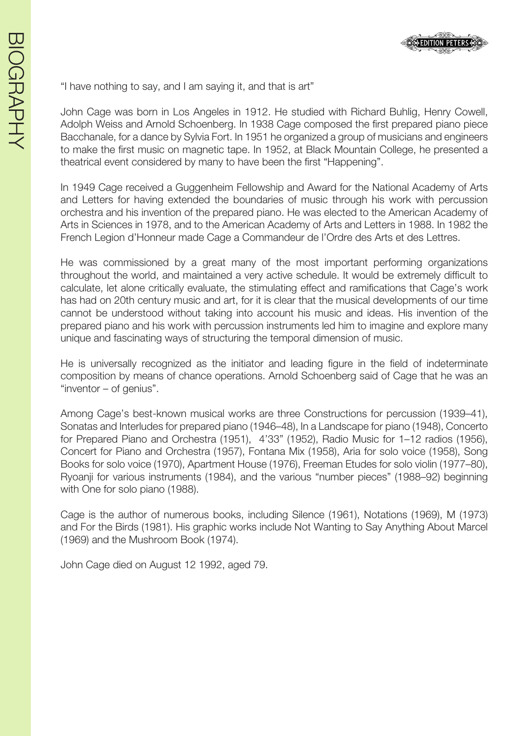# BIOGRAPHY

"I have nothing to say, and I am saying it, and that is art"

John Cage was born in Los Angeles in 1912. He studied with Richard Buhlig, Henry Cowell, Adolph Weiss and Arnold Schoenberg. In 1938 Cage composed the first prepared piano piece Bacchanale, for a dance by Sylvia Fort. In 1951 he organized a group of musicians and engineers to make the first music on magnetic tape. In 1952, at Black Mountain College, he presented a theatrical event considered by many to have been the first "Happening".

In 1949 Cage received a Guggenheim Fellowship and Award for the National Academy of Arts and Letters for having extended the boundaries of music through his work with percussion orchestra and his invention of the prepared piano. He was elected to the American Academy of Arts in Sciences in 1978, and to the American Academy of Arts and Letters in 1988. In 1982 the French Legion d'Honneur made Cage a Commandeur de l'Ordre des Arts et des Lettres.

He was commissioned by a great many of the most important performing organizations throughout the world, and maintained a very active schedule. It would be extremely difficult to calculate, let alone critically evaluate, the stimulating effect and ramifications that Cage's work has had on 20th century music and art, for it is clear that the musical developments of our time cannot be understood without taking into account his music and ideas. His invention of the prepared piano and his work with percussion instruments led him to imagine and explore many unique and fascinating ways of structuring the temporal dimension of music.

He is universally recognized as the initiator and leading figure in the field of indeterminate composition by means of chance operations. Arnold Schoenberg said of Cage that he was an "inventor – of genius".

Among Cage's best-known musical works are three Constructions for percussion (1939–41), Sonatas and Interludes for prepared piano (1946–48), In a Landscape for piano (1948), Concerto for Prepared Piano and Orchestra (1951), 4'33" (1952), Radio Music for 1–12 radios (1956), Concert for Piano and Orchestra (1957), Fontana Mix (1958), Aria for solo voice (1958), Song Books for solo voice (1970), Apartment House (1976), Freeman Etudes for solo violin (1977–80), Ryoanji for various instruments (1984), and the various "number pieces" (1988–92) beginning with One for solo piano (1988).

Cage is the author of numerous books, including Silence (1961), Notations (1969), M (1973) and For the Birds (1981). His graphic works include Not Wanting to Say Anything About Marcel (1969) and the Mushroom Book (1974).

John Cage died on August 12 1992, aged 79.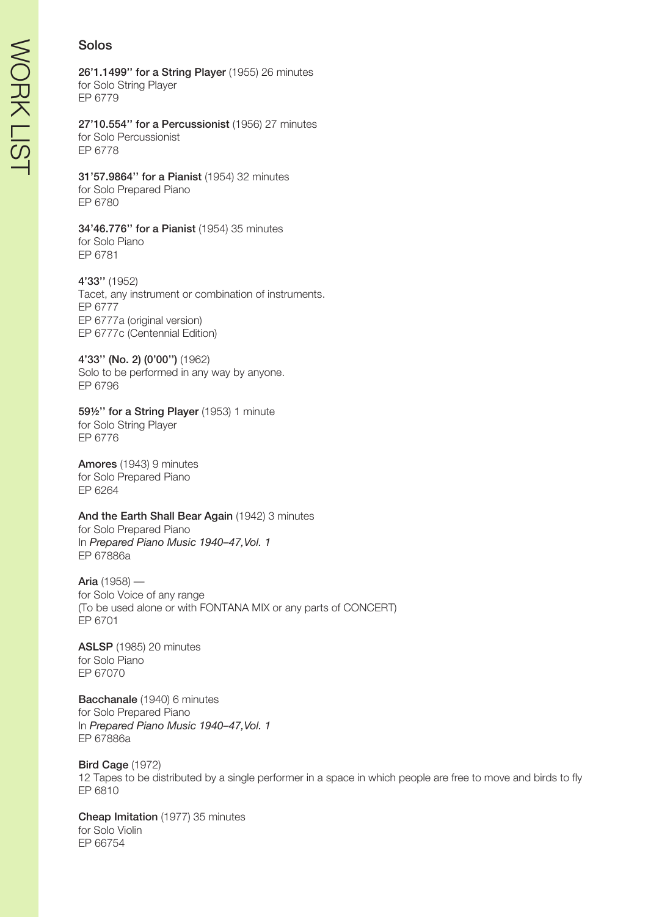## Solos

**26'1.1499'' for a String Player** (1955) 26 minutes
for Solo String Player
EP 6779

**27'10.554'' for a Percussionist** (1956) 27 minutes
for Solo Percussionist
EP 6778

**31'57.9864'' for a Pianist** (1954) 32 minutes
for Solo Prepared Piano
EP 6780

**34'46.776'' for a Pianist** (1954) 35 minutes
for Solo Piano
EP 6781

**4'33''** (1952)
Tacet, any instrument or combination of instruments.
EP 6777
EP 6777a (original version)
EP 6777c (Centennial Edition)

**4'33'' (No. 2) (0'00'')** (1962)
Solo to be performed in any way by anyone.
EP 6796

**59½'' for a String Player** (1953) 1 minute
for Solo String Player
EP 6776

**Amores** (1943) 9 minutes
for Solo Prepared Piano
EP 6264

**And the Earth Shall Bear Again** (1942) 3 minutes
for Solo Prepared Piano
In *Prepared Piano Music 1940–47, Vol. 1*
EP 67886a

**Aria** (1958) —
for Solo Voice of any range
(To be used alone or with FONTANA MIX or any parts of CONCERT)
EP 6701

**ASLSP** (1985) 20 minutes
for Solo Piano
EP 67070

**Bacchanale** (1940) 6 minutes
for Solo Prepared Piano
In *Prepared Piano Music 1940–47, Vol. 1*
EP 67886a

**Bird Cage** (1972)
12 Tapes to be distributed by a single performer in a space in which people are free to move and birds to fly
EP 6810

**Cheap Imitation** (1977) 35 minutes
for Solo Violin
EP 66754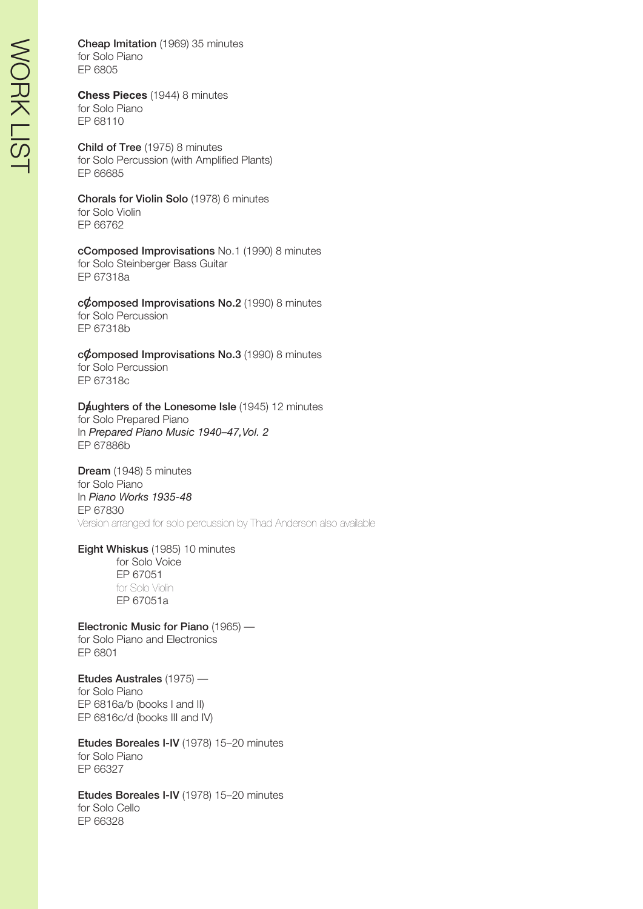**Cheap Imitation** (1969) 35 minutes
for Solo Piano
EP 6805

**Chess Pieces** (1944) 8 minutes
for Solo Piano
EP 68110

**Child of Tree** (1975) 8 minutes
for Solo Percussion (with Amplified Plants)
EP 66685

**Chorals for Violin Solo** (1978) 6 minutes
for Solo Violin
EP 66762

**cComposed Improvisations** No.1 (1990) 8 minutes
for Solo Steinberger Bass Guitar
EP 67318a

**c₵omposed Improvisations No.2** (1990) 8 minutes
for Solo Percussion
EP 67318b

**c₵omposed Improvisations No.3** (1990) 8 minutes
for Solo Percussion
EP 67318c

**Daughters of the Lonesome Isle** (1945) 12 minutes
for Solo Prepared Piano
In *Prepared Piano Music 1940–47, Vol. 2*
EP 67886b

**Dream** (1948) 5 minutes
for Solo Piano
In *Piano Works 1935-48*
EP 67830
Version arranged for solo percussion by Thad Anderson also available

**Eight Whiskus** (1985) 10 minutes
for Solo Voice
EP 67051
for Solo Violin
EP 67051a

**Electronic Music for Piano** (1965) —
for Solo Piano and Electronics
EP 6801

**Etudes Australes** (1975) —
for Solo Piano
EP 6816a/b (books I and II)
EP 6816c/d (books III and IV)

**Etudes Boreales I-IV** (1978) 15–20 minutes
for Solo Piano
EP 66327

**Etudes Boreales I-IV** (1978) 15–20 minutes
for Solo Cello
EP 66328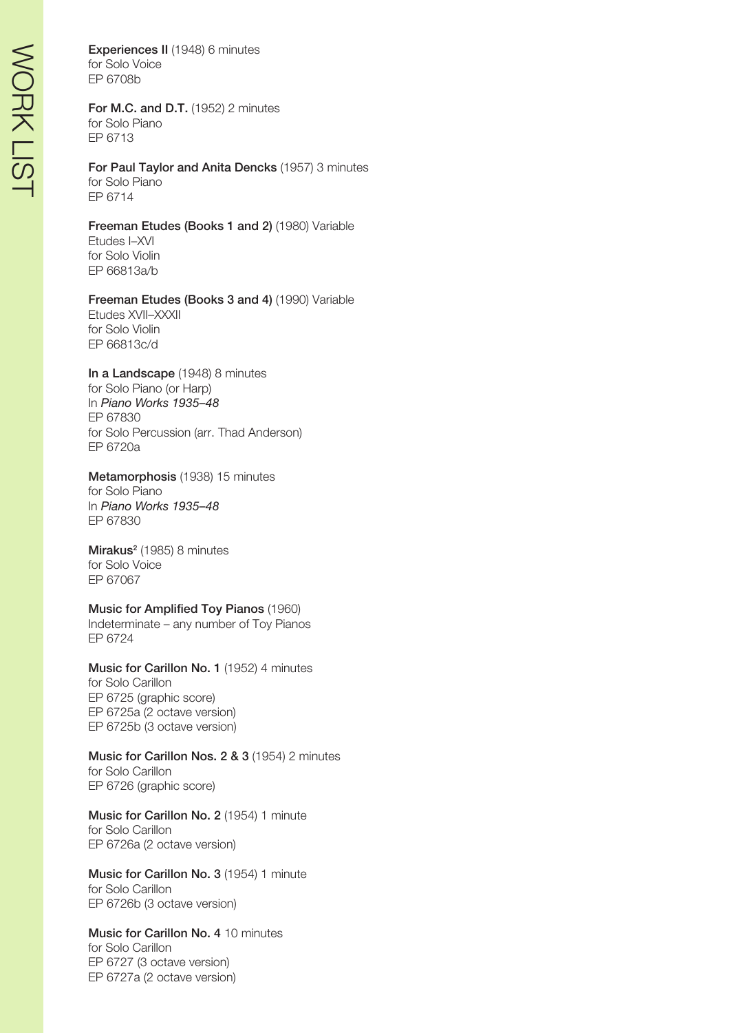**Experiences II** (1948) 6 minutes
for Solo Voice
EP 6708b

**For M.C. and D.T.** (1952) 2 minutes
for Solo Piano
EP 6713

**For Paul Taylor and Anita Dencks** (1957) 3 minutes
for Solo Piano
EP 6714

**Freeman Etudes (Books 1 and 2)** (1980) Variable
Etudes I–XVI
for Solo Violin
EP 66813a/b

**Freeman Etudes (Books 3 and 4)** (1990) Variable
Etudes XVII–XXXII
for Solo Violin
EP 66813c/d

**In a Landscape** (1948) 8 minutes
for Solo Piano (or Harp)
In *Piano Works 1935–48*
EP 67830
for Solo Percussion (arr. Thad Anderson)
EP 6720a

**Metamorphosis** (1938) 15 minutes
for Solo Piano
In *Piano Works 1935–48*
EP 67830

**Mirakus**² (1985) 8 minutes
for Solo Voice
EP 67067

**Music for Amplified Toy Pianos** (1960)
Indeterminate – any number of Toy Pianos
EP 6724

**Music for Carillon No. 1** (1952) 4 minutes
for Solo Carillon
EP 6725 (graphic score)
EP 6725a (2 octave version)
EP 6725b (3 octave version)

**Music for Carillon Nos. 2 & 3** (1954) 2 minutes
for Solo Carillon
EP 6726 (graphic score)

**Music for Carillon No. 2** (1954) 1 minute
for Solo Carillon
EP 6726a (2 octave version)

**Music for Carillon No. 3** (1954) 1 minute
for Solo Carillon
EP 6726b (3 octave version)

**Music for Carillon No. 4** 10 minutes
for Solo Carillon
EP 6727 (3 octave version)
EP 6727a (2 octave version)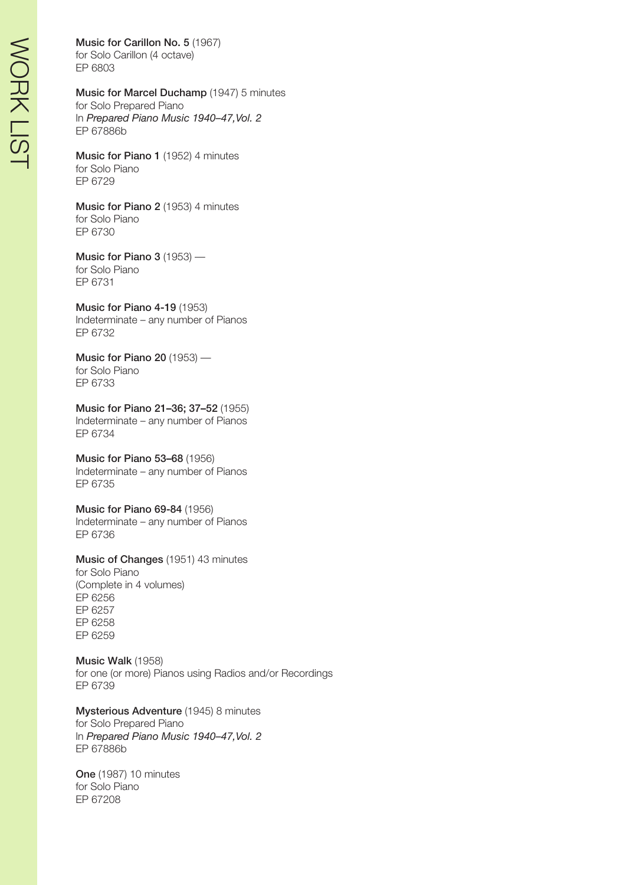**Music for Carillon No. 5** (1967)
for Solo Carillon (4 octave)
EP 6803

**Music for Marcel Duchamp** (1947) 5 minutes
for Solo Prepared Piano
In *Prepared Piano Music 1940–47,Vol. 2*
EP 67886b

**Music for Piano 1** (1952) 4 minutes
for Solo Piano
EP 6729

**Music for Piano 2** (1953) 4 minutes
for Solo Piano
EP 6730

**Music for Piano 3** (1953) —
for Solo Piano
EP 6731

**Music for Piano 4-19** (1953)
Indeterminate – any number of Pianos
EP 6732

**Music for Piano 20** (1953) —
for Solo Piano
EP 6733

**Music for Piano 21–36; 37–52** (1955)
Indeterminate – any number of Pianos
EP 6734

**Music for Piano 53–68** (1956)
Indeterminate – any number of Pianos
EP 6735

**Music for Piano 69-84** (1956)
Indeterminate – any number of Pianos
EP 6736

**Music of Changes** (1951) 43 minutes
for Solo Piano
(Complete in 4 volumes)
EP 6256
EP 6257
EP 6258
EP 6259

**Music Walk** (1958)
for one (or more) Pianos using Radios and/or Recordings
EP 6739

**Mysterious Adventure** (1945) 8 minutes
for Solo Prepared Piano
In *Prepared Piano Music 1940–47,Vol. 2*
EP 67886b

**One** (1987) 10 minutes
for Solo Piano
EP 67208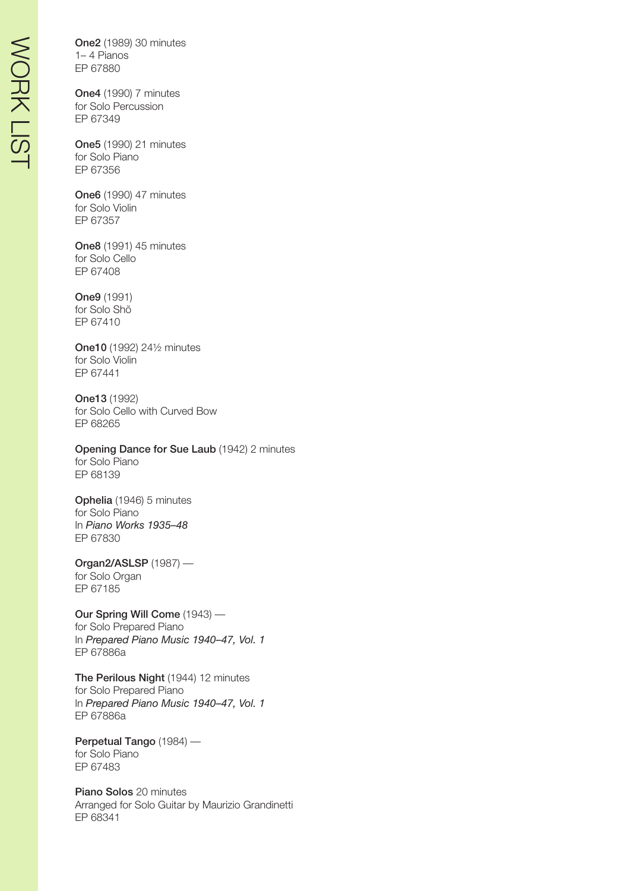**One2** (1989) 30 minutes
1– 4 Pianos
EP 67880

**One4** (1990) 7 minutes
for Solo Percussion
EP 67349

**One5** (1990) 21 minutes
for Solo Piano
EP 67356

**One6** (1990) 47 minutes
for Solo Violin
EP 67357

**One8** (1991) 45 minutes
for Solo Cello
EP 67408

**One9** (1991)
for Solo Shõ
EP 67410

**One10** (1992) 24½ minutes
for Solo Violin
EP 67441

**One13** (1992)
for Solo Cello with Curved Bow
EP 68265

**Opening Dance for Sue Laub** (1942) 2 minutes
for Solo Piano
EP 68139

**Ophelia** (1946) 5 minutes
for Solo Piano
In *Piano Works 1935–48*
EP 67830

**Organ2/ASLSP** (1987) —
for Solo Organ
EP 67185

**Our Spring Will Come** (1943) —
for Solo Prepared Piano
In *Prepared Piano Music 1940–47, Vol. 1*
EP 67886a

**The Perilous Night** (1944) 12 minutes
for Solo Prepared Piano
In *Prepared Piano Music 1940–47, Vol. 1*
EP 67886a

**Perpetual Tango** (1984) —
for Solo Piano
EP 67483

**Piano Solos** 20 minutes
Arranged for Solo Guitar by Maurizio Grandinetti
EP 68341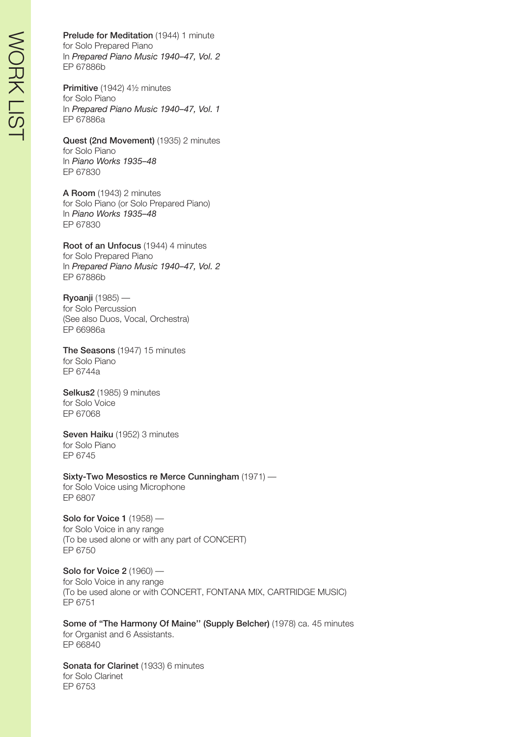**Prelude for Meditation** (1944) 1 minute
for Solo Prepared Piano
In *Prepared Piano Music 1940–47, Vol. 2*
EP 67886b

**Primitive** (1942) 4½ minutes
for Solo Piano
In *Prepared Piano Music 1940–47, Vol. 1*
EP 67886a

**Quest (2nd Movement)** (1935) 2 minutes
for Solo Piano
In *Piano Works 1935–48*
EP 67830

**A Room** (1943) 2 minutes
for Solo Piano (or Solo Prepared Piano)
In *Piano Works 1935–48*
EP 67830

**Root of an Unfocus** (1944) 4 minutes
for Solo Prepared Piano
In *Prepared Piano Music 1940–47, Vol. 2*
EP 67886b

**Ryoanji** (1985) —
for Solo Percussion
(See also Duos, Vocal, Orchestra)
EP 66986a

**The Seasons** (1947) 15 minutes
for Solo Piano
EP 6744a

**Selkus2** (1985) 9 minutes
for Solo Voice
EP 67068

**Seven Haiku** (1952) 3 minutes
for Solo Piano
EP 6745

**Sixty-Two Mesostics re Merce Cunningham** (1971) —
for Solo Voice using Microphone
EP 6807

**Solo for Voice 1** (1958) —
for Solo Voice in any range
(To be used alone or with any part of CONCERT)
EP 6750

**Solo for Voice 2** (1960) —
for Solo Voice in any range
(To be used alone or with CONCERT, FONTANA MIX, CARTRIDGE MUSIC)
EP 6751

**Some of "The Harmony Of Maine" (Supply Belcher)** (1978) ca. 45 minutes
for Organist and 6 Assistants.
EP 66840

**Sonata for Clarinet** (1933) 6 minutes
for Solo Clarinet
EP 6753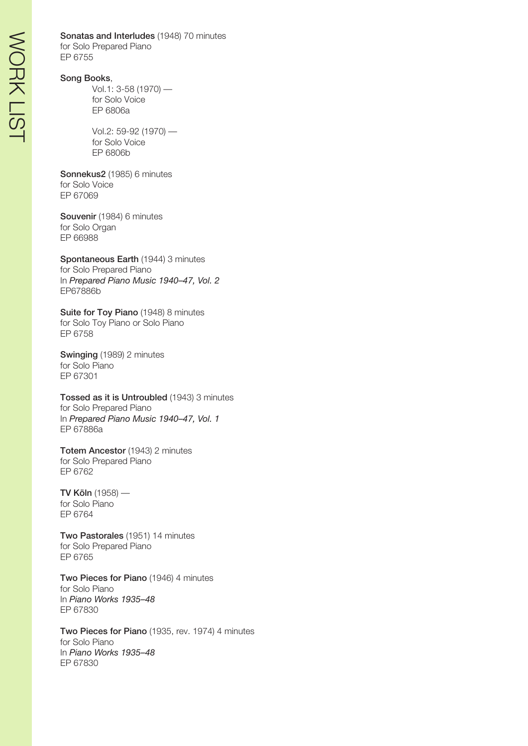**Sonatas and Interludes** (1948) 70 minutes
for Solo Prepared Piano
EP 6755

**Song Books**,

Vol.1: 3-58 (1970) —
for Solo Voice
EP 6806a

Vol.2: 59-92 (1970) —
for Solo Voice
EP 6806b

**Sonnekus2** (1985) 6 minutes
for Solo Voice
EP 67069

**Souvenir** (1984) 6 minutes
for Solo Organ
EP 66988

**Spontaneous Earth** (1944) 3 minutes
for Solo Prepared Piano
In *Prepared Piano Music 1940–47, Vol. 2*
EP67886b

**Suite for Toy Piano** (1948) 8 minutes
for Solo Toy Piano or Solo Piano
EP 6758

**Swinging** (1989) 2 minutes
for Solo Piano
EP 67301

**Tossed as it is Untroubled** (1943) 3 minutes
for Solo Prepared Piano
In *Prepared Piano Music 1940–47, Vol. 1*
EP 67886a

**Totem Ancestor** (1943) 2 minutes
for Solo Prepared Piano
EP 6762

**TV Köln** (1958) —
for Solo Piano
EP 6764

**Two Pastorales** (1951) 14 minutes
for Solo Prepared Piano
EP 6765

**Two Pieces for Piano** (1946) 4 minutes
for Solo Piano
In *Piano Works 1935–48*
EP 67830

**Two Pieces for Piano** (1935, rev. 1974) 4 minutes
for Solo Piano
In *Piano Works 1935–48*
EP 67830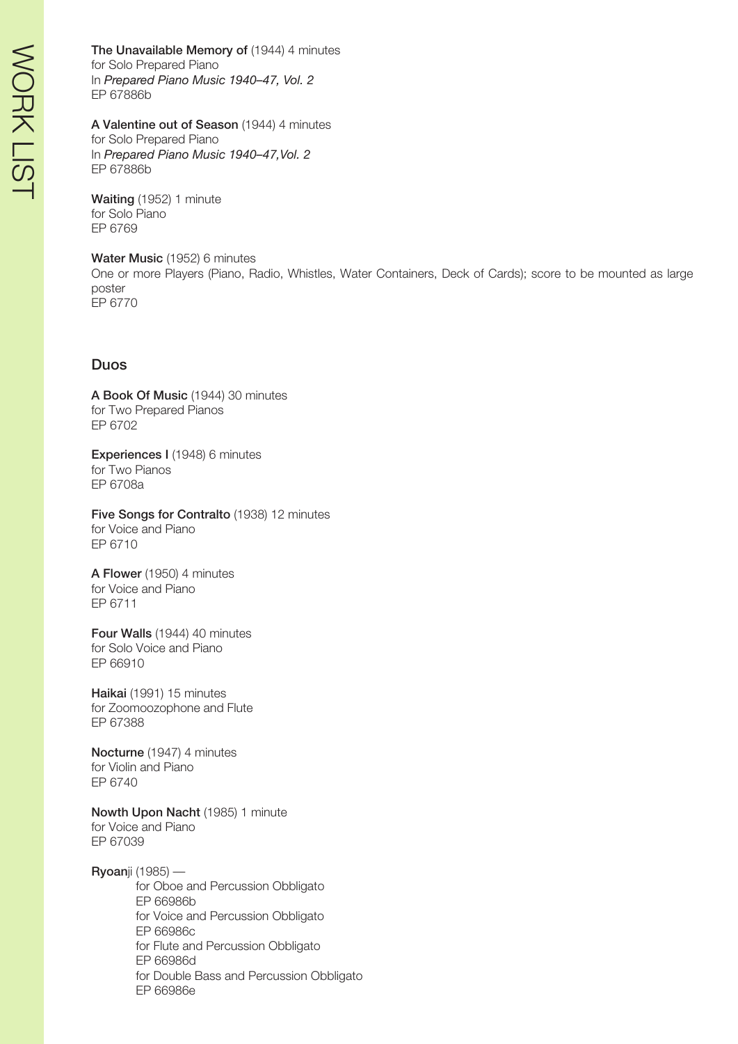**The Unavailable Memory of** (1944) 4 minutes
for Solo Prepared Piano
In *Prepared Piano Music 1940–47, Vol. 2*
EP 67886b

**A Valentine out of Season** (1944) 4 minutes
for Solo Prepared Piano
In *Prepared Piano Music 1940–47,Vol. 2*
EP 67886b

**Waiting** (1952) 1 minute
for Solo Piano
EP 6769

**Water Music** (1952) 6 minutes
One or more Players (Piano, Radio, Whistles, Water Containers, Deck of Cards); score to be mounted as large poster
EP 6770

## Duos

**A Book Of Music** (1944) 30 minutes
for Two Prepared Pianos
EP 6702

**Experiences I** (1948) 6 minutes
for Two Pianos
EP 6708a

**Five Songs for Contralto** (1938) 12 minutes
for Voice and Piano
EP 6710

**A Flower** (1950) 4 minutes
for Voice and Piano
EP 6711

**Four Walls** (1944) 40 minutes
for Solo Voice and Piano
EP 66910

**Haikai** (1991) 15 minutes
for Zoomoozophone and Flute
EP 67388

**Nocturne** (1947) 4 minutes
for Violin and Piano
EP 6740

**Nowth Upon Nacht** (1985) 1 minute
for Voice and Piano
EP 67039

**Ryoan**ji (1985) —

for Oboe and Percussion Obbligato
EP 66986b
for Voice and Percussion Obbligato
EP 66986c
for Flute and Percussion Obbligato
EP 66986d
for Double Bass and Percussion Obbligato
EP 66986e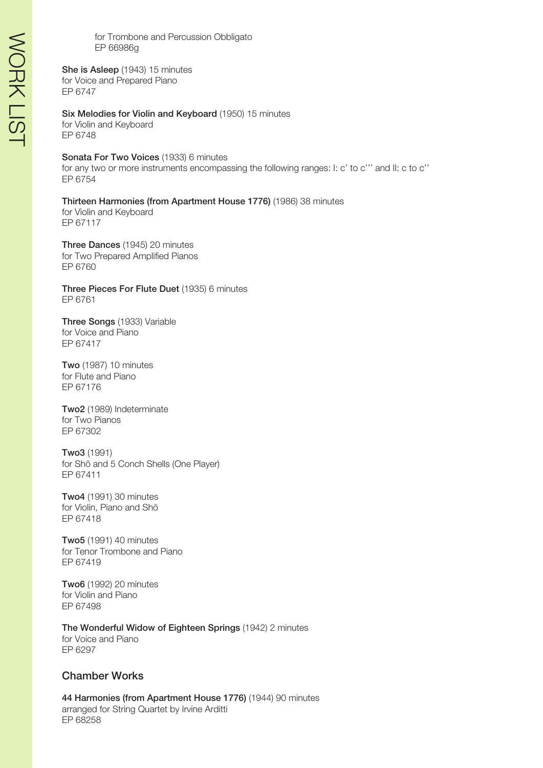for Trombone and Percussion Obbligato
EP 66986g

**She is Asleep** (1943) 15 minutes
for Voice and Prepared Piano
EP 6747

**Six Melodies for Violin and Keyboard** (1950) 15 minutes
for Violin and Keyboard
EP 6748

**Sonata For Two Voices** (1933) 6 minutes
for any two or more instruments encompassing the following ranges: I: c' to c''' and II: c to c''
EP 6754

**Thirteen Harmonies (from Apartment House 1776)** (1986) 38 minutes
for Violin and Keyboard
EP 67117

**Three Dances** (1945) 20 minutes
for Two Prepared Amplified Pianos
EP 6760

**Three Pieces For Flute Duet** (1935) 6 minutes
EP 6761

**Three Songs** (1933) Variable
for Voice and Piano
EP 67417

**Two** (1987) 10 minutes
for Flute and Piano
EP 67176

**Two2** (1989) Indeterminate
for Two Pianos
EP 67302

**Two3** (1991)
for Shõ and 5 Conch Shells (One Player)
EP 67411

**Two4** (1991) 30 minutes
for Violin, Piano and Shõ
EP 67418

**Two5** (1991) 40 minutes
for Tenor Trombone and Piano
EP 67419

**Two6** (1992) 20 minutes
for Violin and Piano
EP 67498

**The Wonderful Widow of Eighteen Springs** (1942) 2 minutes
for Voice and Piano
EP 6297

## Chamber Works

**44 Harmonies (from Apartment House 1776)** (1944) 90 minutes
arranged for String Quartet by Irvine Arditti
EP 68258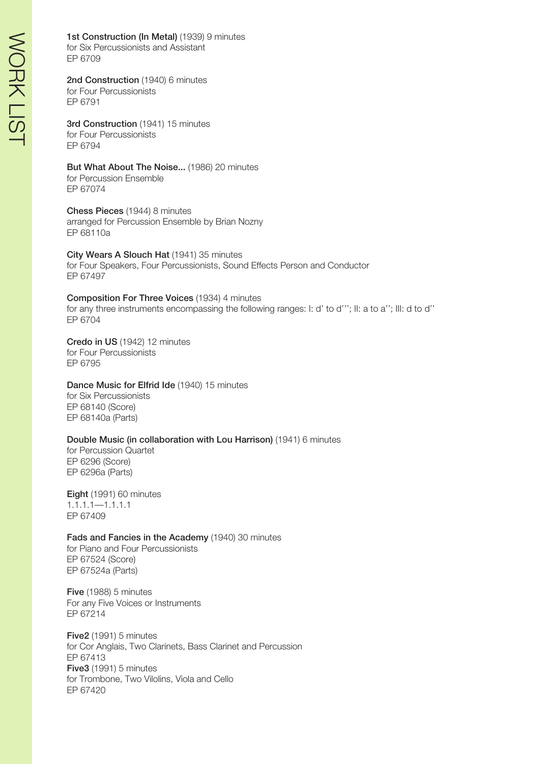# WORK LIST

**1st Construction (In Metal)** (1939) 9 minutes
for Six Percussionists and Assistant
EP 6709

**2nd Construction** (1940) 6 minutes
for Four Percussionists
EP 6791

**3rd Construction** (1941) 15 minutes
for Four Percussionists
EP 6794

**But What About The Noise...** (1986) 20 minutes
for Percussion Ensemble
EP 67074

**Chess Pieces** (1944) 8 minutes
arranged for Percussion Ensemble by Brian Nozny
EP 68110a

**City Wears A Slouch Hat** (1941) 35 minutes
for Four Speakers, Four Percussionists, Sound Effects Person and Conductor
EP 67497

**Composition For Three Voices** (1934) 4 minutes
for any three instruments encompassing the following ranges: I: d' to d'''; II: a to a''; III: d to d''
EP 6704

**Credo in US** (1942) 12 minutes
for Four Percussionists
EP 6795

**Dance Music for Elfrid Ide** (1940) 15 minutes
for Six Percussionists
EP 68140 (Score)
EP 68140a (Parts)

**Double Music (in collaboration with Lou Harrison)** (1941) 6 minutes
for Percussion Quartet
EP 6296 (Score)
EP 6296a (Parts)

**Eight** (1991) 60 minutes
1.1.1.1—1.1.1.1
EP 67409

**Fads and Fancies in the Academy** (1940) 30 minutes
for Piano and Four Percussionists
EP 67524 (Score)
EP 67524a (Parts)

**Five** (1988) 5 minutes
For any Five Voices or Instruments
EP 67214

**Five2** (1991) 5 minutes
for Cor Anglais, Two Clarinets, Bass Clarinet and Percussion
EP 67413

**Five3** (1991) 5 minutes
for Trombone, Two Vilolins, Viola and Cello
EP 67420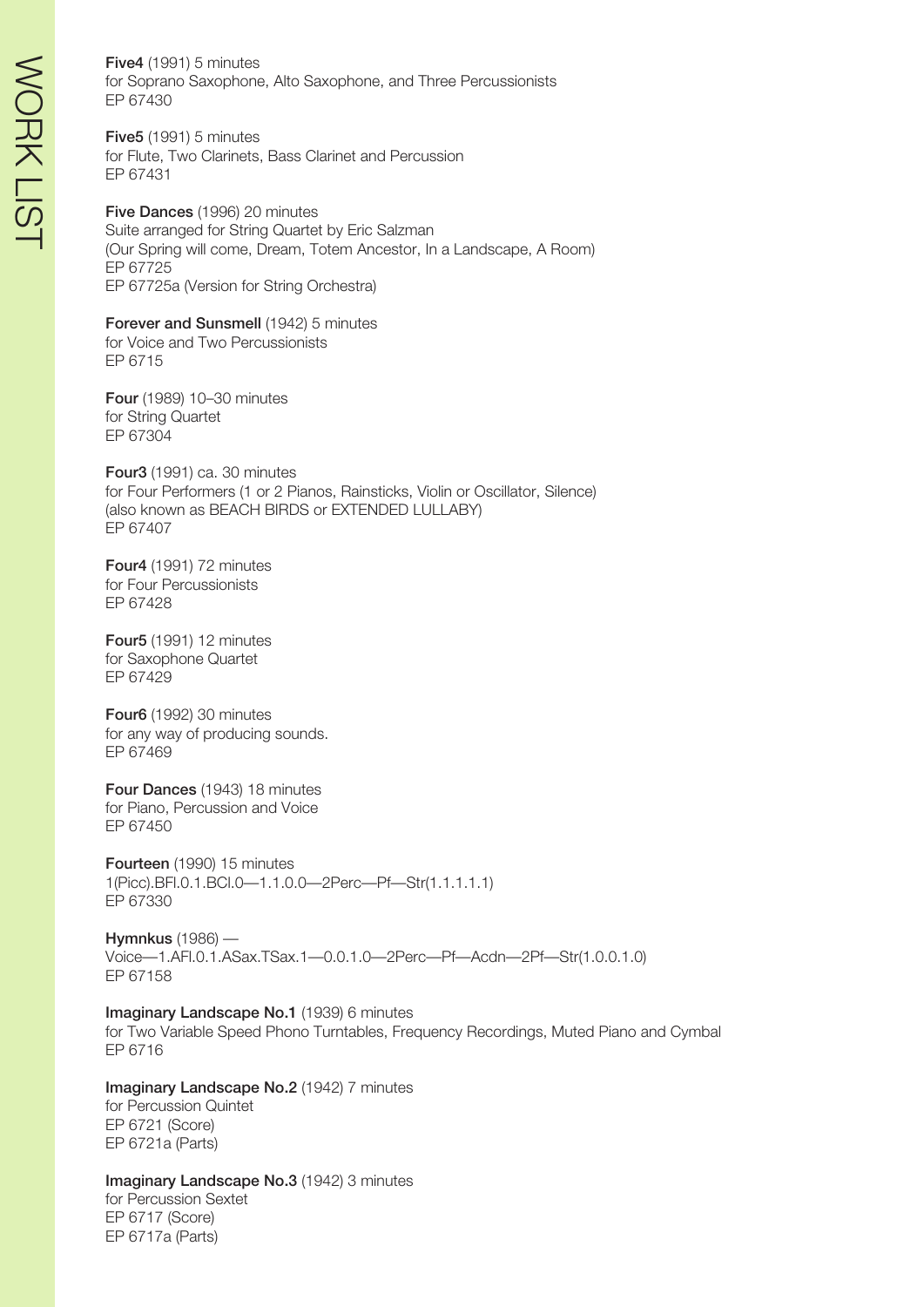**Five4** (1991) 5 minutes
for Soprano Saxophone, Alto Saxophone, and Three Percussionists
EP 67430

**Five5** (1991) 5 minutes
for Flute, Two Clarinets, Bass Clarinet and Percussion
EP 67431

**Five Dances** (1996) 20 minutes
Suite arranged for String Quartet by Eric Salzman
(Our Spring will come, Dream, Totem Ancestor, In a Landscape, A Room)
EP 67725
EP 67725a (Version for String Orchestra)

**Forever and Sunsmell** (1942) 5 minutes
for Voice and Two Percussionists
EP 6715

**Four** (1989) 10–30 minutes
for String Quartet
EP 67304

**Four3** (1991) ca. 30 minutes
for Four Performers (1 or 2 Pianos, Rainsticks, Violin or Oscillator, Silence)
(also known as BEACH BIRDS or EXTENDED LULLABY)
EP 67407

**Four4** (1991) 72 minutes
for Four Percussionists
EP 67428

**Four5** (1991) 12 minutes
for Saxophone Quartet
EP 67429

**Four6** (1992) 30 minutes
for any way of producing sounds.
EP 67469

**Four Dances** (1943) 18 minutes
for Piano, Percussion and Voice
EP 67450

**Fourteen** (1990) 15 minutes
1(Picc).BFl.0.1.BCl.0—1.1.0.0—2Perc—Pf—Str(1.1.1.1.1)
EP 67330

**Hymnkus** (1986) —
Voice—1.AFl.0.1.ASax.TSax.1—0.0.1.0—2Perc—Pf—Acdn—2Pf—Str(1.0.0.1.0)
EP 67158

**Imaginary Landscape No.1** (1939) 6 minutes
for Two Variable Speed Phono Turntables, Frequency Recordings, Muted Piano and Cymbal
EP 6716

**Imaginary Landscape No.2** (1942) 7 minutes
for Percussion Quintet
EP 6721 (Score)
EP 6721a (Parts)

**Imaginary Landscape No.3** (1942) 3 minutes
for Percussion Sextet
EP 6717 (Score)
EP 6717a (Parts)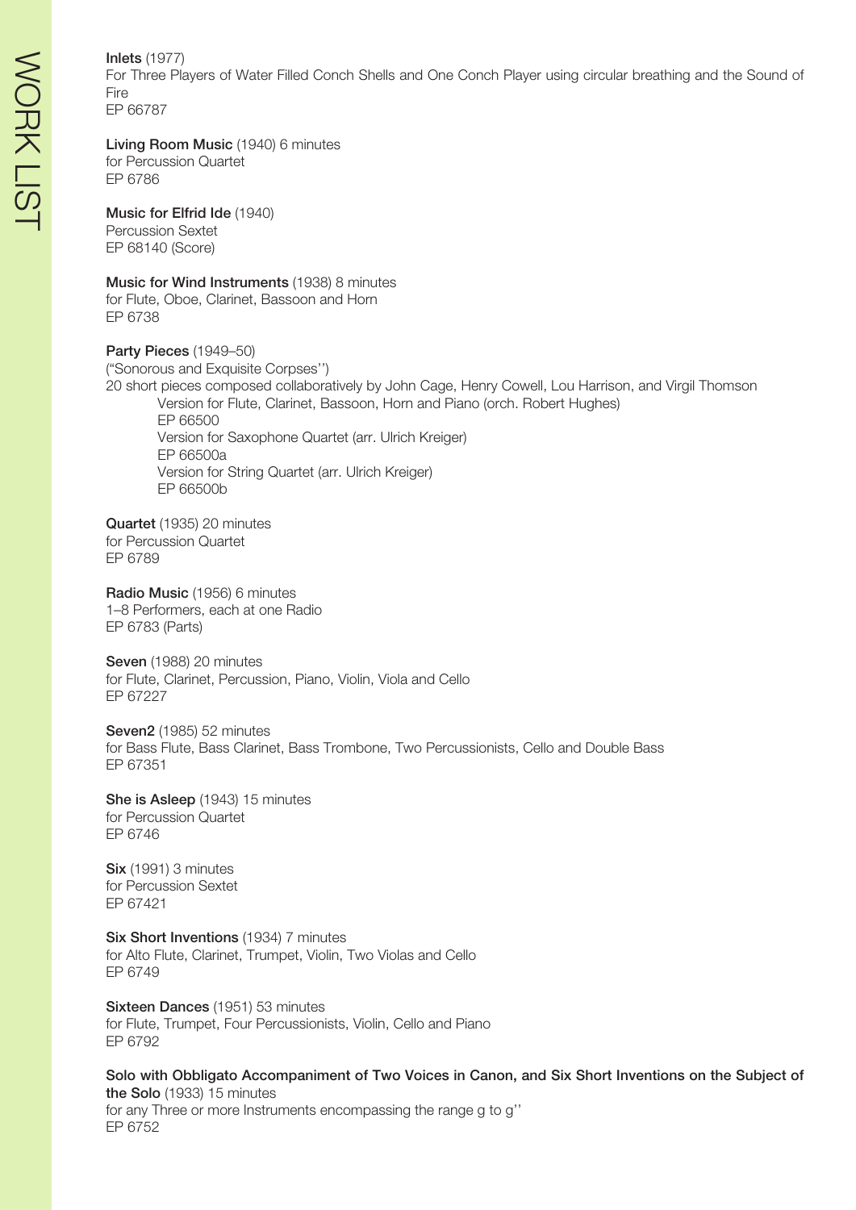**Inlets** (1977)
For Three Players of Water Filled Conch Shells and One Conch Player using circular breathing and the Sound of Fire
EP 66787

**Living Room Music** (1940) 6 minutes
for Percussion Quartet
EP 6786

**Music for Elfrid Ide** (1940)
Percussion Sextet
EP 68140 (Score)

**Music for Wind Instruments** (1938) 8 minutes
for Flute, Oboe, Clarinet, Bassoon and Horn
EP 6738

**Party Pieces** (1949–50)
("Sonorous and Exquisite Corpses'')
20 short pieces composed collaboratively by John Cage, Henry Cowell, Lou Harrison, and Virgil Thomson

Version for Flute, Clarinet, Bassoon, Horn and Piano (orch. Robert Hughes)
EP 66500
Version for Saxophone Quartet (arr. Ulrich Kreiger)
EP 66500a
Version for String Quartet (arr. Ulrich Kreiger)
EP 66500b

**Quartet** (1935) 20 minutes
for Percussion Quartet
EP 6789

**Radio Music** (1956) 6 minutes
1–8 Performers, each at one Radio
EP 6783 (Parts)

**Seven** (1988) 20 minutes
for Flute, Clarinet, Percussion, Piano, Violin, Viola and Cello
EP 67227

**Seven2** (1985) 52 minutes
for Bass Flute, Bass Clarinet, Bass Trombone, Two Percussionists, Cello and Double Bass
EP 67351

**She is Asleep** (1943) 15 minutes
for Percussion Quartet
EP 6746

**Six** (1991) 3 minutes
for Percussion Sextet
EP 67421

**Six Short Inventions** (1934) 7 minutes
for Alto Flute, Clarinet, Trumpet, Violin, Two Violas and Cello
EP 6749

**Sixteen Dances** (1951) 53 minutes
for Flute, Trumpet, Four Percussionists, Violin, Cello and Piano
EP 6792

**Solo with Obbligato Accompaniment of Two Voices in Canon, and Six Short Inventions on the Subject of the Solo** (1933) 15 minutes
for any Three or more Instruments encompassing the range g to g''
EP 6752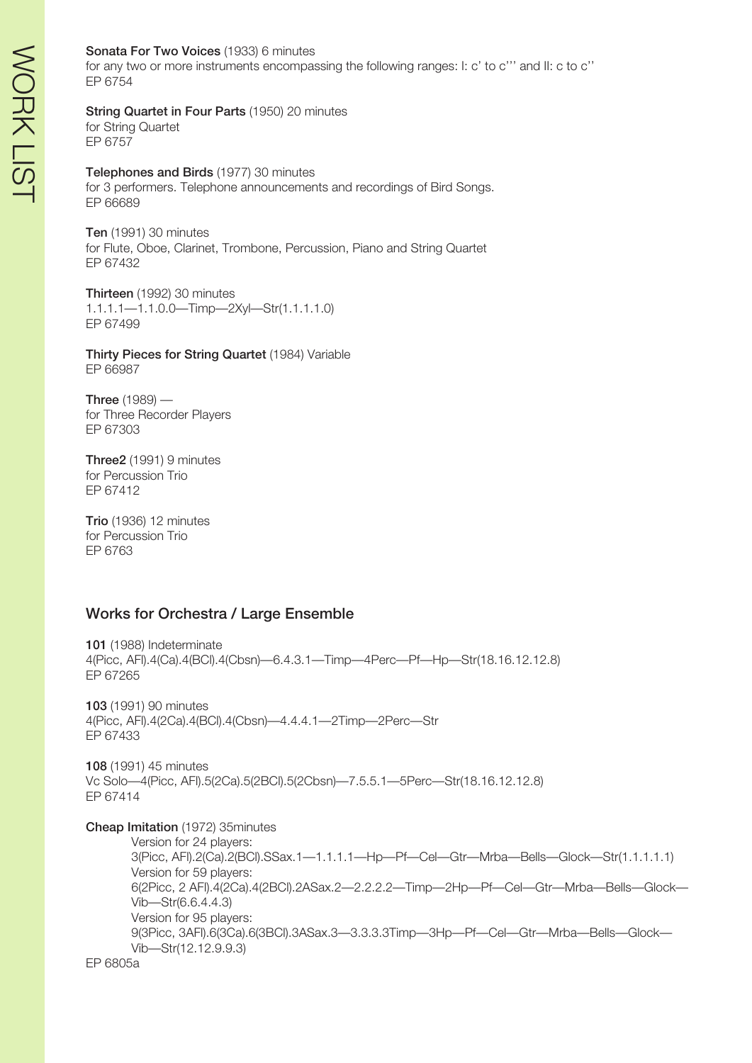**Sonata For Two Voices** (1933) 6 minutes
for any two or more instruments encompassing the following ranges: I: c' to c''' and II: c to c''
EP 6754

**String Quartet in Four Parts** (1950) 20 minutes
for String Quartet
EP 6757

**Telephones and Birds** (1977) 30 minutes
for 3 performers. Telephone announcements and recordings of Bird Songs.
EP 66689

**Ten** (1991) 30 minutes
for Flute, Oboe, Clarinet, Trombone, Percussion, Piano and String Quartet
EP 67432

**Thirteen** (1992) 30 minutes
1.1.1.1—1.1.0.0—Timp—2Xyl—Str(1.1.1.1.0)
EP 67499

**Thirty Pieces for String Quartet** (1984) Variable
EP 66987

**Three** (1989) —
for Three Recorder Players
EP 67303

**Three2** (1991) 9 minutes
for Percussion Trio
EP 67412

**Trio** (1936) 12 minutes
for Percussion Trio
EP 6763

## Works for Orchestra / Large Ensemble

**101** (1988) Indeterminate
4(Picc, AFl).4(Ca).4(BCl).4(Cbsn)—6.4.3.1—Timp—4Perc—Pf—Hp—Str(18.16.12.12.8)
EP 67265

**103** (1991) 90 minutes
4(Picc, AFl).4(2Ca).4(BCl).4(Cbsn)—4.4.4.1—2Timp—2Perc—Str
EP 67433

**108** (1991) 45 minutes
Vc Solo—4(Picc, AFl).5(2Ca).5(2BCl).5(2Cbsn)—7.5.5.1—5Perc—Str(18.16.12.12.8)
EP 67414

**Cheap Imitation** (1972) 35minutes

Version for 24 players:
3(Picc, AFl).2(Ca).2(BCl).SSax.1—1.1.1.1—Hp—Pf—Cel—Gtr—Mrba—Bells—Glock—Str(1.1.1.1.1)
Version for 59 players:
6(2Picc, 2 AFl).4(2Ca).4(2BCl).2ASax.2—2.2.2.2—Timp—2Hp—Pf—Cel—Gtr—Mrba—Bells—Glock—Vib—Str(6.6.4.4.3)
Version for 95 players:
9(3Picc, 3AFl).6(3Ca).6(3BCl).3ASax.3—3.3.3.3Timp—3Hp—Pf—Cel—Gtr—Mrba—Bells—Glock—Vib—Str(12.12.9.9.3)

EP 6805a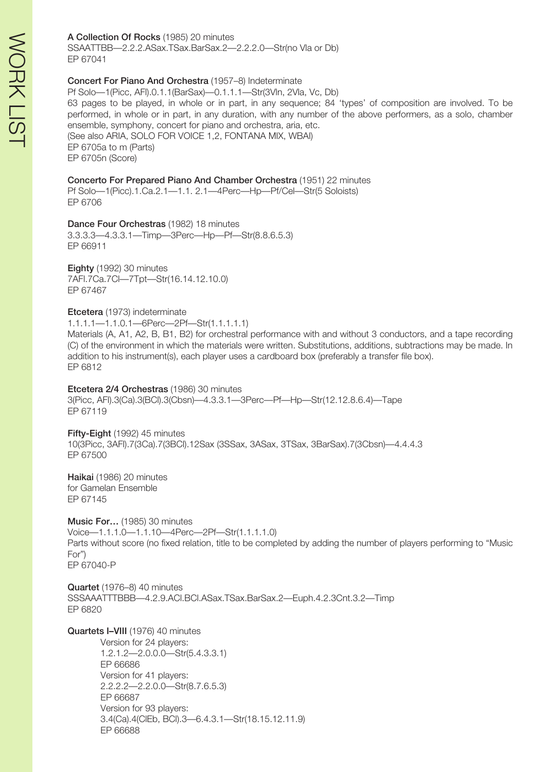**A Collection Of Rocks** (1985) 20 minutes
SSAATTBB—2.2.2.ASax.TSax.BarSax.2—2.2.2.0—Str(no Vla or Db)
EP 67041

**Concert For Piano And Orchestra** (1957–8) Indeterminate
Pf Solo—1(Picc, AFl).0.1.1(BarSax)—0.1.1.1—Str(3Vln, 2Vla, Vc, Db)
63 pages to be played, in whole or in part, in any sequence; 84 'types' of composition are involved. To be performed, in whole or in part, in any duration, with any number of the above performers, as a solo, chamber ensemble, symphony, concert for piano and orchestra, aria, etc.
(See also ARIA, SOLO FOR VOICE 1,2, FONTANA MIX, WBAI)
EP 6705a to m (Parts)
EP 6705n (Score)

**Concerto For Prepared Piano And Chamber Orchestra** (1951) 22 minutes
Pf Solo—1(Picc).1.Ca.2.1—1.1. 2.1—4Perc—Hp—Pf/Cel—Str(5 Soloists)
EP 6706

**Dance Four Orchestras** (1982) 18 minutes
3.3.3.3—4.3.3.1—Timp—3Perc—Hp—Pf—Str(8.8.6.5.3)
EP 66911

**Eighty** (1992) 30 minutes
7AFl.7Ca.7Cl—7Tpt—Str(16.14.12.10.0)
EP 67467

**Etcetera** (1973) indeterminate
1.1.1.1—1.1.0.1—6Perc—2Pf—Str(1.1.1.1.1)
Materials (A, A1, A2, B, B1, B2) for orchestral performance with and without 3 conductors, and a tape recording (C) of the environment in which the materials were written. Substitutions, additions, subtractions may be made. In addition to his instrument(s), each player uses a cardboard box (preferably a transfer file box).
EP 6812

**Etcetera 2/4 Orchestras** (1986) 30 minutes
3(Picc, AFl).3(Ca).3(BCl).3(Cbsn)—4.3.3.1—3Perc—Pf—Hp—Str(12.12.8.6.4)—Tape
EP 67119

**Fifty-Eight** (1992) 45 minutes
10(3Picc, 3AFl).7(3Ca).7(3BCl).12Sax (3SSax, 3ASax, 3TSax, 3BarSax).7(3Cbsn)—4.4.4.3
EP 67500

**Haikai** (1986) 20 minutes
for Gamelan Ensemble
EP 67145

**Music For…** (1985) 30 minutes
Voice—1.1.1.0—1.1.10—4Perc—2Pf—Str(1.1.1.1.0)
Parts without score (no fixed relation, title to be completed by adding the number of players performing to "Music For")
EP 67040-P

**Quartet** (1976–8) 40 minutes
SSSAAATTTBBB—4.2.9.ACl.BCl.ASax.TSax.BarSax.2—Euph.4.2.3Cnt.3.2—Timp
EP 6820

**Quartets I–VIII** (1976) 40 minutes

Version for 24 players:
1.2.1.2—2.0.0.0—Str(5.4.3.3.1)
EP 66686

Version for 41 players:
2.2.2.2—2.2.0.0—Str(8.7.6.5.3)
EP 66687

Version for 93 players:
3.4(Ca).4(ClEb, BCl).3—6.4.3.1—Str(18.15.12.11.9)
EP 66688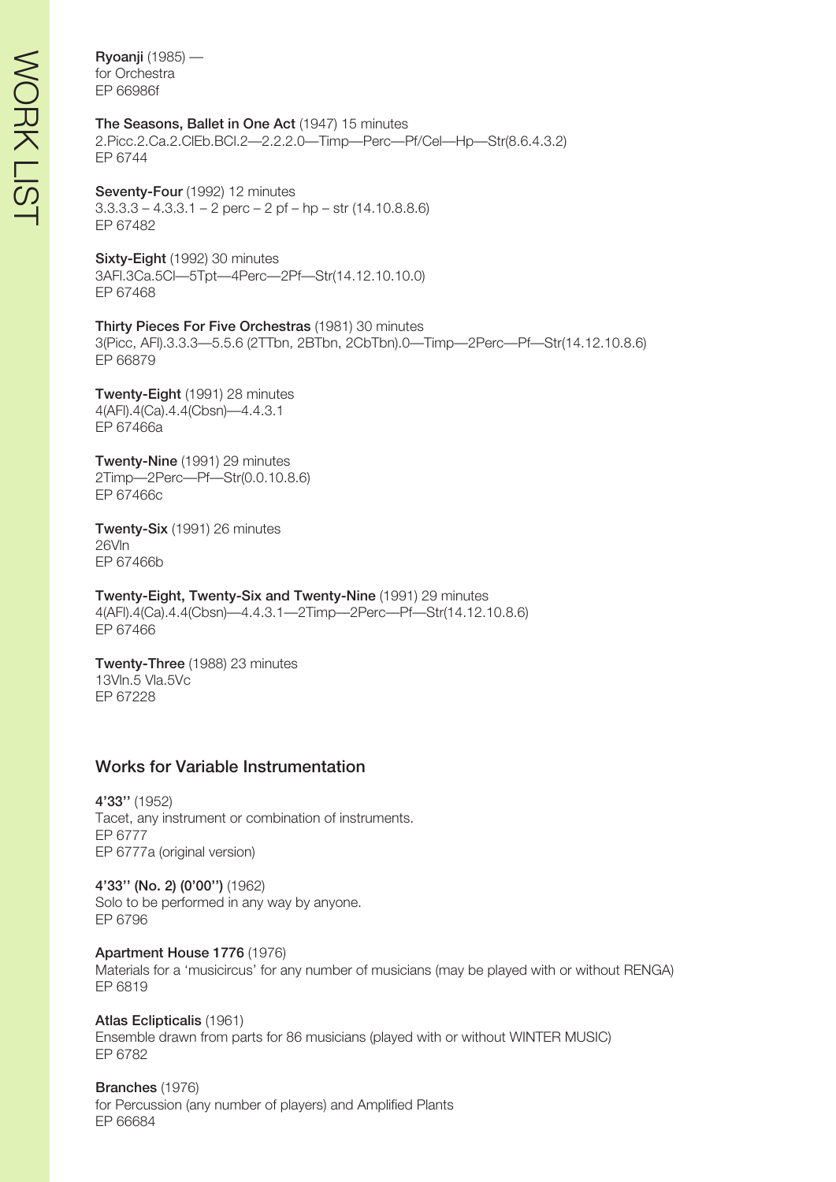**Ryoanji** (1985) —
for Orchestra
EP 66986f

**The Seasons, Ballet in One Act** (1947) 15 minutes
2.Picc.2.Ca.2.ClEb.BCl.2—2.2.2.0—Timp—Perc—Pf/Cel—Hp—Str(8.6.4.3.2)
EP 6744

**Seventy-Four** (1992) 12 minutes
3.3.3.3 – 4.3.3.1 – 2 perc – 2 pf – hp – str (14.10.8.8.6)
EP 67482

**Sixty-Eight** (1992) 30 minutes
3AFl.3Ca.5Cl—5Tpt—4Perc—2Pf—Str(14.12.10.10.0)
EP 67468

**Thirty Pieces For Five Orchestras** (1981) 30 minutes
3(Picc, AFl).3.3.3—5.5.6 (2TTbn, 2BTbn, 2CbTbn).0—Timp—2Perc—Pf—Str(14.12.10.8.6)
EP 66879

**Twenty-Eight** (1991) 28 minutes
4(AFl).4(Ca).4.4(Cbsn)—4.4.3.1
EP 67466a

**Twenty-Nine** (1991) 29 minutes
2Timp—2Perc—Pf—Str(0.0.10.8.6)
EP 67466c

**Twenty-Six** (1991) 26 minutes
26Vln
EP 67466b

**Twenty-Eight, Twenty-Six and Twenty-Nine** (1991) 29 minutes
4(AFl).4(Ca).4.4(Cbsn)—4.4.3.1—2Timp—2Perc—Pf—Str(14.12.10.8.6)
EP 67466

**Twenty-Three** (1988) 23 minutes
13Vln.5 Vla.5Vc
EP 67228

## Works for Variable Instrumentation

**4'33''** (1952)
Tacet, any instrument or combination of instruments.
EP 6777
EP 6777a (original version)

**4'33'' (No. 2) (0'00'')** (1962)
Solo to be performed in any way by anyone.
EP 6796

**Apartment House 1776** (1976)
Materials for a 'musicircus' for any number of musicians (may be played with or without RENGA)
EP 6819

**Atlas Eclipticalis** (1961)
Ensemble drawn from parts for 86 musicians (played with or without WINTER MUSIC)
EP 6782

**Branches** (1976)
for Percussion (any number of players) and Amplified Plants
EP 66684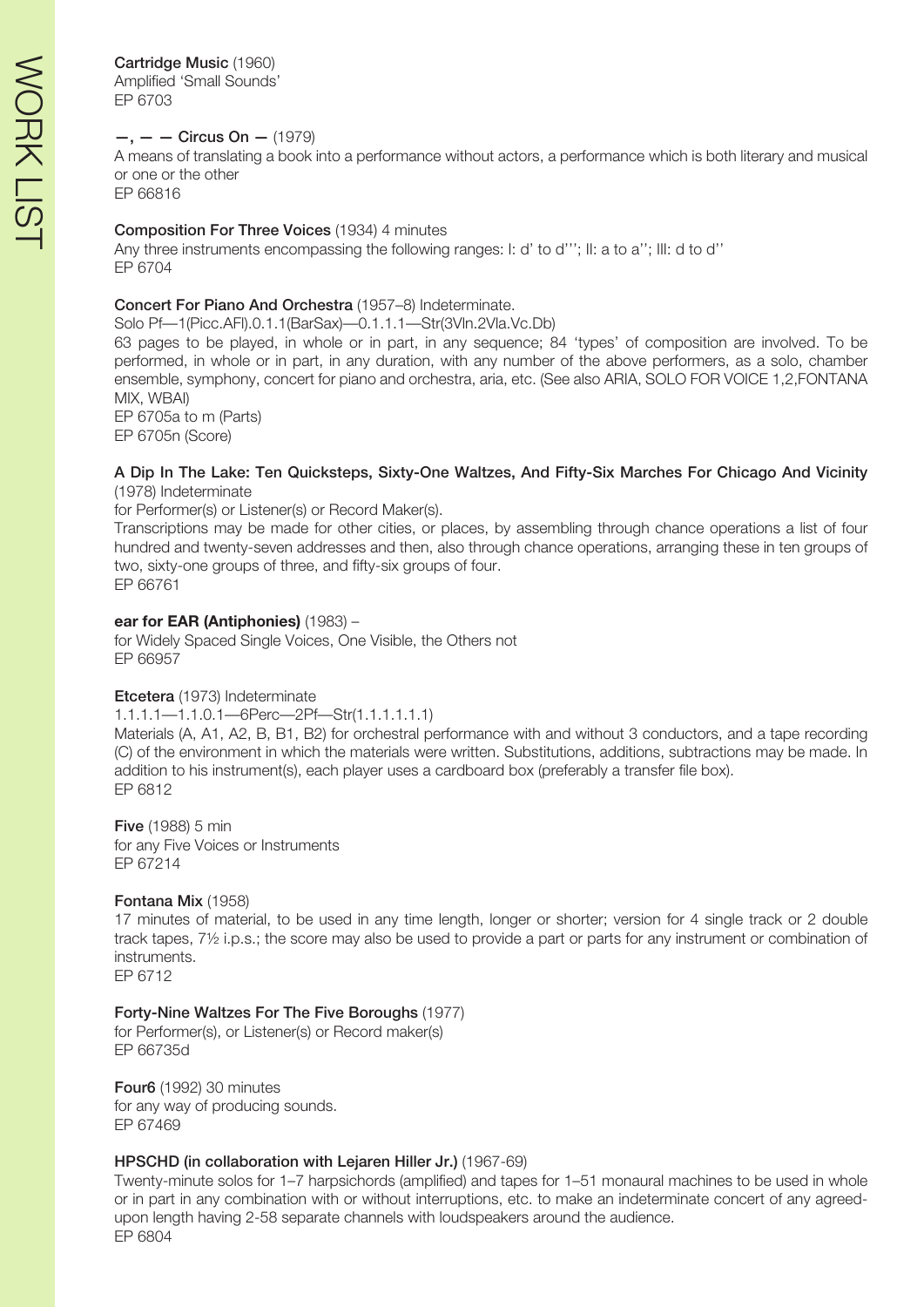**Cartridge Music** (1960)
Amplified 'Small Sounds'
EP 6703

**—, — — Circus On —** (1979)
A means of translating a book into a performance without actors, a performance which is both literary and musical or one or the other
EP 66816

**Composition For Three Voices** (1934) 4 minutes
Any three instruments encompassing the following ranges: I: d' to d'''; II: a to a''; III: d to d''
EP 6704

**Concert For Piano And Orchestra** (1957–8) Indeterminate.
Solo Pf—1(Picc.AFl).0.1.1(BarSax)—0.1.1.1—Str(3Vln.2Vla.Vc.Db)
63 pages to be played, in whole or in part, in any sequence; 84 'types' of composition are involved. To be performed, in whole or in part, in any duration, with any number of the above performers, as a solo, chamber ensemble, symphony, concert for piano and orchestra, aria, etc. (See also ARIA, SOLO FOR VOICE 1,2,FONTANA MIX, WBAI)
EP 6705a to m (Parts)
EP 6705n (Score)

**A Dip In The Lake: Ten Quicksteps, Sixty-One Waltzes, And Fifty-Six Marches For Chicago And Vicinity** (1978) Indeterminate
for Performer(s) or Listener(s) or Record Maker(s).
Transcriptions may be made for other cities, or places, by assembling through chance operations a list of four hundred and twenty-seven addresses and then, also through chance operations, arranging these in ten groups of two, sixty-one groups of three, and fifty-six groups of four.
EP 66761

**ear for EAR (Antiphonies)** (1983) –
for Widely Spaced Single Voices, One Visible, the Others not
EP 66957

**Etcetera** (1973) Indeterminate
1.1.1.1—1.1.0.1—6Perc—2Pf—Str(1.1.1.1.1.1)
Materials (A, A1, A2, B, B1, B2) for orchestral performance with and without 3 conductors, and a tape recording (C) of the environment in which the materials were written. Substitutions, additions, subtractions may be made. In addition to his instrument(s), each player uses a cardboard box (preferably a transfer file box).
EP 6812

**Five** (1988) 5 min
for any Five Voices or Instruments
EP 67214

**Fontana Mix** (1958)
17 minutes of material, to be used in any time length, longer or shorter; version for 4 single track or 2 double track tapes, 7½ i.p.s.; the score may also be used to provide a part or parts for any instrument or combination of instruments.
EP 6712

**Forty-Nine Waltzes For The Five Boroughs** (1977)
for Performer(s), or Listener(s) or Record maker(s)
EP 66735d

**Four6** (1992) 30 minutes
for any way of producing sounds.
EP 67469

**HPSCHD (in collaboration with Lejaren Hiller Jr.)** (1967-69)
Twenty-minute solos for 1–7 harpsichords (amplified) and tapes for 1–51 monaural machines to be used in whole or in part in any combination with or without interruptions, etc. to make an indeterminate concert of any agreed-upon length having 2-58 separate channels with loudspeakers around the audience.
EP 6804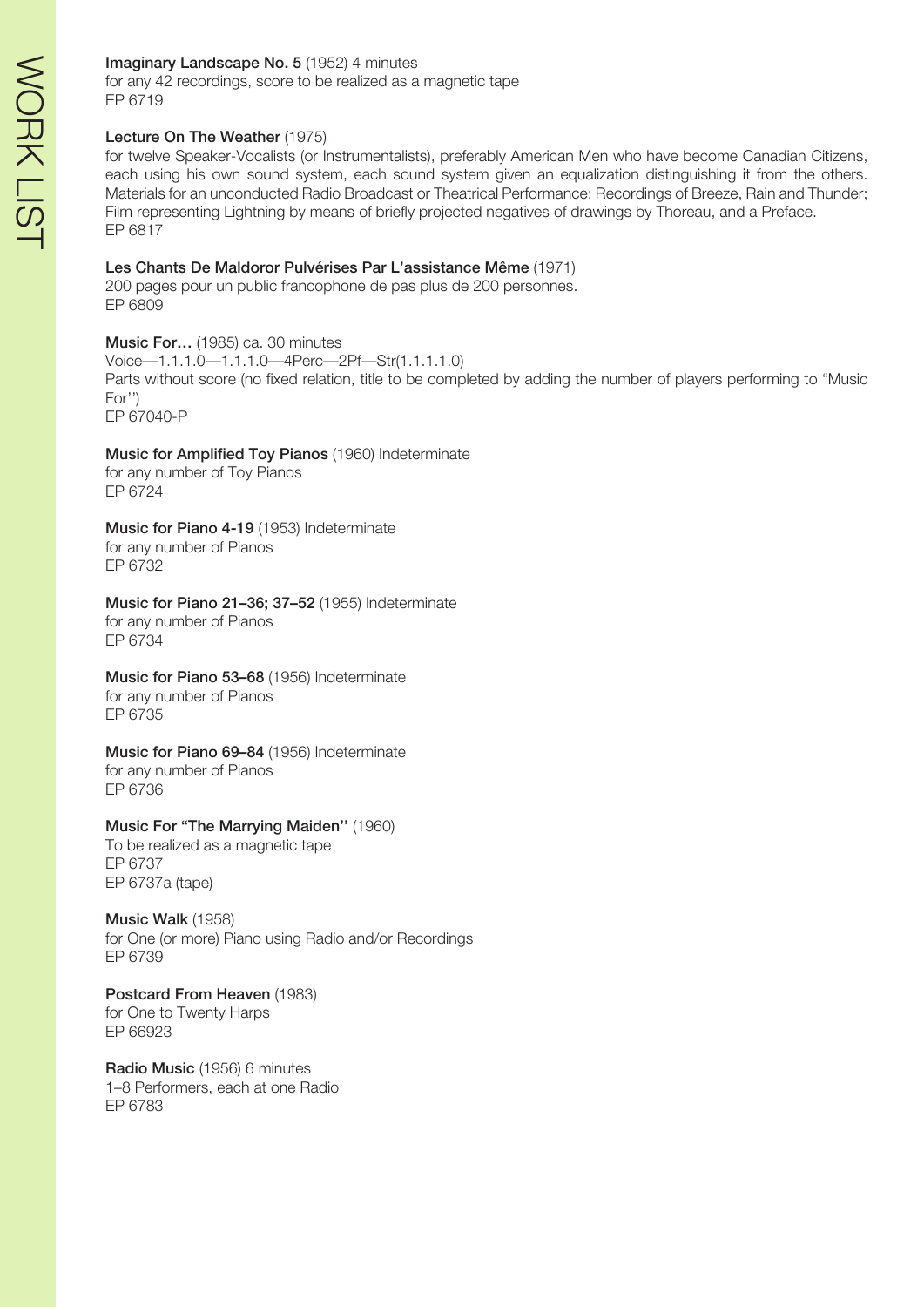**Imaginary Landscape No. 5** (1952) 4 minutes
for any 42 recordings, score to be realized as a magnetic tape
EP 6719

**Lecture On The Weather** (1975)
for twelve Speaker-Vocalists (or Instrumentalists), preferably American Men who have become Canadian Citizens, each using his own sound system, each sound system given an equalization distinguishing it from the others. Materials for an unconducted Radio Broadcast or Theatrical Performance: Recordings of Breeze, Rain and Thunder; Film representing Lightning by means of briefly projected negatives of drawings by Thoreau, and a Preface.
EP 6817

**Les Chants De Maldoror Pulvérises Par L'assistance Même** (1971)
200 pages pour un public francophone de pas plus de 200 personnes.
EP 6809

**Music For…** (1985) ca. 30 minutes
Voice—1.1.1.0—1.1.1.0—4Perc—2Pf—Str(1.1.1.1.0)
Parts without score (no fixed relation, title to be completed by adding the number of players performing to "Music For'')
EP 67040-P

**Music for Amplified Toy Pianos** (1960) Indeterminate
for any number of Toy Pianos
EP 6724

**Music for Piano 4-19** (1953) Indeterminate
for any number of Pianos
EP 6732

**Music for Piano 21–36; 37–52** (1955) Indeterminate
for any number of Pianos
EP 6734

**Music for Piano 53–68** (1956) Indeterminate
for any number of Pianos
EP 6735

**Music for Piano 69–84** (1956) Indeterminate
for any number of Pianos
EP 6736

**Music For "The Marrying Maiden''** (1960)
To be realized as a magnetic tape
EP 6737
EP 6737a (tape)

**Music Walk** (1958)
for One (or more) Piano using Radio and/or Recordings
EP 6739

**Postcard From Heaven** (1983)
for One to Twenty Harps
EP 66923

**Radio Music** (1956) 6 minutes
1–8 Performers, each at one Radio
EP 6783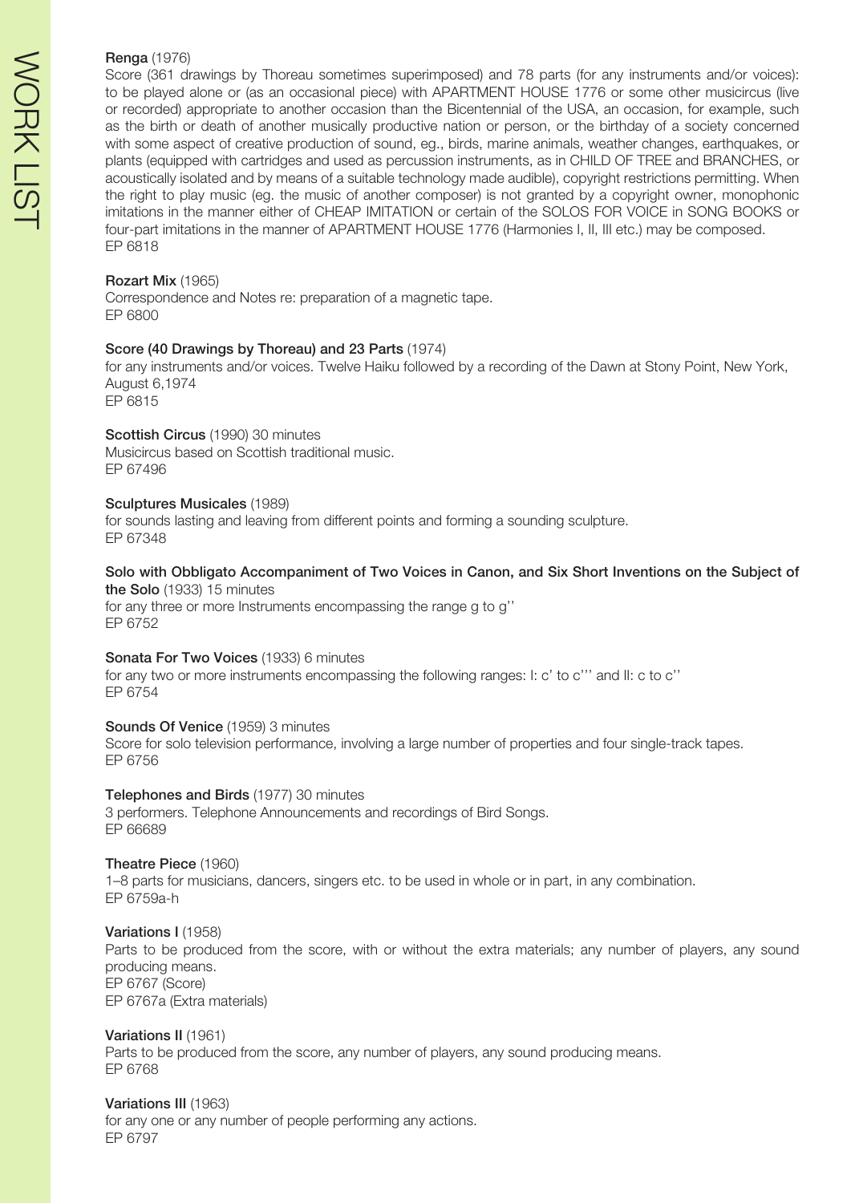**Renga** (1976)
Score (361 drawings by Thoreau sometimes superimposed) and 78 parts (for any instruments and/or voices): to be played alone or (as an occasional piece) with APARTMENT HOUSE 1776 or some other musicircus (live or recorded) appropriate to another occasion than the Bicentennial of the USA, an occasion, for example, such as the birth or death of another musically productive nation or person, or the birthday of a society concerned with some aspect of creative production of sound, eg., birds, marine animals, weather changes, earthquakes, or plants (equipped with cartridges and used as percussion instruments, as in CHILD OF TREE and BRANCHES, or acoustically isolated and by means of a suitable technology made audible), copyright restrictions permitting. When the right to play music (eg. the music of another composer) is not granted by a copyright owner, monophonic imitations in the manner either of CHEAP IMITATION or certain of the SOLOS FOR VOICE in SONG BOOKS or four-part imitations in the manner of APARTMENT HOUSE 1776 (Harmonies I, II, III etc.) may be composed.
EP 6818

**Rozart Mix** (1965)
Correspondence and Notes re: preparation of a magnetic tape.
EP 6800

**Score (40 Drawings by Thoreau) and 23 Parts** (1974)
for any instruments and/or voices. Twelve Haiku followed by a recording of the Dawn at Stony Point, New York, August 6,1974
EP 6815

**Scottish Circus** (1990) 30 minutes
Musicircus based on Scottish traditional music.
EP 67496

**Sculptures Musicales** (1989)
for sounds lasting and leaving from different points and forming a sounding sculpture.
EP 67348

**Solo with Obbligato Accompaniment of Two Voices in Canon, and Six Short Inventions on the Subject of the Solo** (1933) 15 minutes
for any three or more Instruments encompassing the range g to g''
EP 6752

**Sonata For Two Voices** (1933) 6 minutes
for any two or more instruments encompassing the following ranges: I: c' to c''' and II: c to c''
EP 6754

**Sounds Of Venice** (1959) 3 minutes
Score for solo television performance, involving a large number of properties and four single-track tapes.
EP 6756

**Telephones and Birds** (1977) 30 minutes
3 performers. Telephone Announcements and recordings of Bird Songs.
EP 66689

**Theatre Piece** (1960)
1–8 parts for musicians, dancers, singers etc. to be used in whole or in part, in any combination.
EP 6759a-h

**Variations I** (1958)
Parts to be produced from the score, with or without the extra materials; any number of players, any sound producing means.
EP 6767 (Score)
EP 6767a (Extra materials)

**Variations II** (1961)
Parts to be produced from the score, any number of players, any sound producing means.
EP 6768

**Variations III** (1963)
for any one or any number of people performing any actions.
EP 6797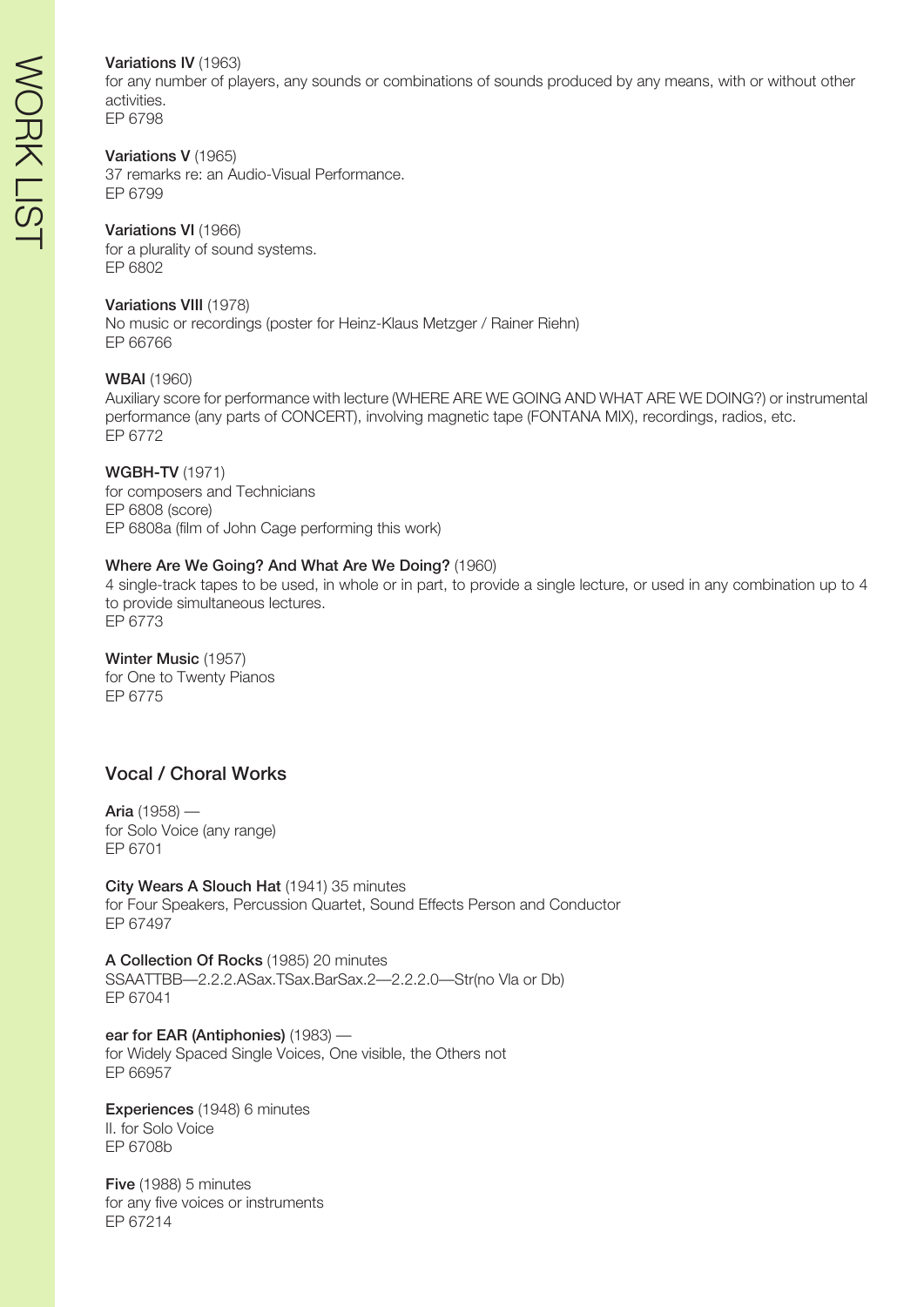**Variations IV** (1963)
for any number of players, any sounds or combinations of sounds produced by any means, with or without other activities.
EP 6798

**Variations V** (1965)
37 remarks re: an Audio-Visual Performance.
EP 6799

**Variations VI** (1966)
for a plurality of sound systems.
EP 6802

**Variations VIII** (1978)
No music or recordings (poster for Heinz-Klaus Metzger / Rainer Riehn)
EP 66766

**WBAI** (1960)
Auxiliary score for performance with lecture (WHERE ARE WE GOING AND WHAT ARE WE DOING?) or instrumental performance (any parts of CONCERT), involving magnetic tape (FONTANA MIX), recordings, radios, etc.
EP 6772

**WGBH-TV** (1971)
for composers and Technicians
EP 6808 (score)
EP 6808a (film of John Cage performing this work)

**Where Are We Going? And What Are We Doing?** (1960)
4 single-track tapes to be used, in whole or in part, to provide a single lecture, or used in any combination up to 4 to provide simultaneous lectures.
EP 6773

**Winter Music** (1957)
for One to Twenty Pianos
EP 6775

## Vocal / Choral Works

**Aria** (1958) —
for Solo Voice (any range)
EP 6701

**City Wears A Slouch Hat** (1941) 35 minutes
for Four Speakers, Percussion Quartet, Sound Effects Person and Conductor
EP 67497

**A Collection Of Rocks** (1985) 20 minutes
SSAATTBB—2.2.2.ASax.TSax.BarSax.2—2.2.2.0—Str(no Vla or Db)
EP 67041

**ear for EAR (Antiphonies)** (1983) —
for Widely Spaced Single Voices, One visible, the Others not
EP 66957

**Experiences** (1948) 6 minutes
II. for Solo Voice
EP 6708b

**Five** (1988) 5 minutes
for any five voices or instruments
EP 67214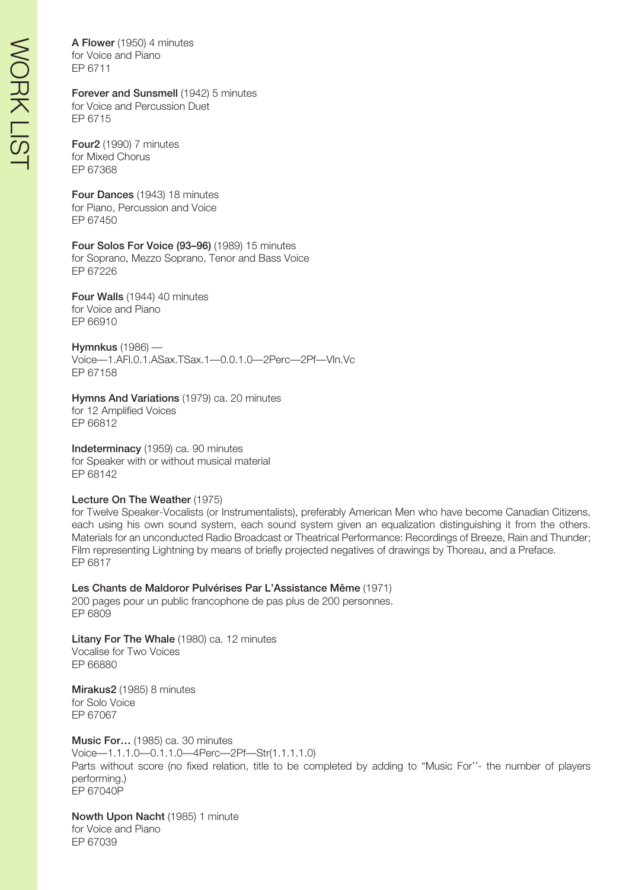**A Flower** (1950) 4 minutes
for Voice and Piano
EP 6711

**Forever and Sunsmell** (1942) 5 minutes
for Voice and Percussion Duet
EP 6715

**Four2** (1990) 7 minutes
for Mixed Chorus
EP 67368

**Four Dances** (1943) 18 minutes
for Piano, Percussion and Voice
EP 67450

**Four Solos For Voice (93–96)** (1989) 15 minutes
for Soprano, Mezzo Soprano, Tenor and Bass Voice
EP 67226

**Four Walls** (1944) 40 minutes
for Voice and Piano
EP 66910

**Hymnkus** (1986) —
Voice—1.AFl.0.1.ASax.TSax.1—0.0.1.0—2Perc—2Pf—Vln.Vc
EP 67158

**Hymns And Variations** (1979) ca. 20 minutes
for 12 Amplified Voices
EP 66812

**Indeterminacy** (1959) ca. 90 minutes
for Speaker with or without musical material
EP 68142

**Lecture On The Weather** (1975)
for Twelve Speaker-Vocalists (or Instrumentalists), preferably American Men who have become Canadian Citizens, each using his own sound system, each sound system given an equalization distinguishing it from the others. Materials for an unconducted Radio Broadcast or Theatrical Performance: Recordings of Breeze, Rain and Thunder; Film representing Lightning by means of briefly projected negatives of drawings by Thoreau, and a Preface.
EP 6817

**Les Chants de Maldoror Pulvérises Par L'Assistance Même** (1971)
200 pages pour un public francophone de pas plus de 200 personnes.
EP 6809

**Litany For The Whale** (1980) ca. 12 minutes
Vocalise for Two Voices
EP 66880

**Mirakus2** (1985) 8 minutes
for Solo Voice
EP 67067

**Music For…** (1985) ca. 30 minutes
Voice—1.1.1.0—0.1.1.0—4Perc—2Pf—Str(1.1.1.1.0)
Parts without score (no fixed relation, title to be completed by adding to "Music For''- the number of players performing.)
EP 67040P

**Nowth Upon Nacht** (1985) 1 minute
for Voice and Piano
EP 67039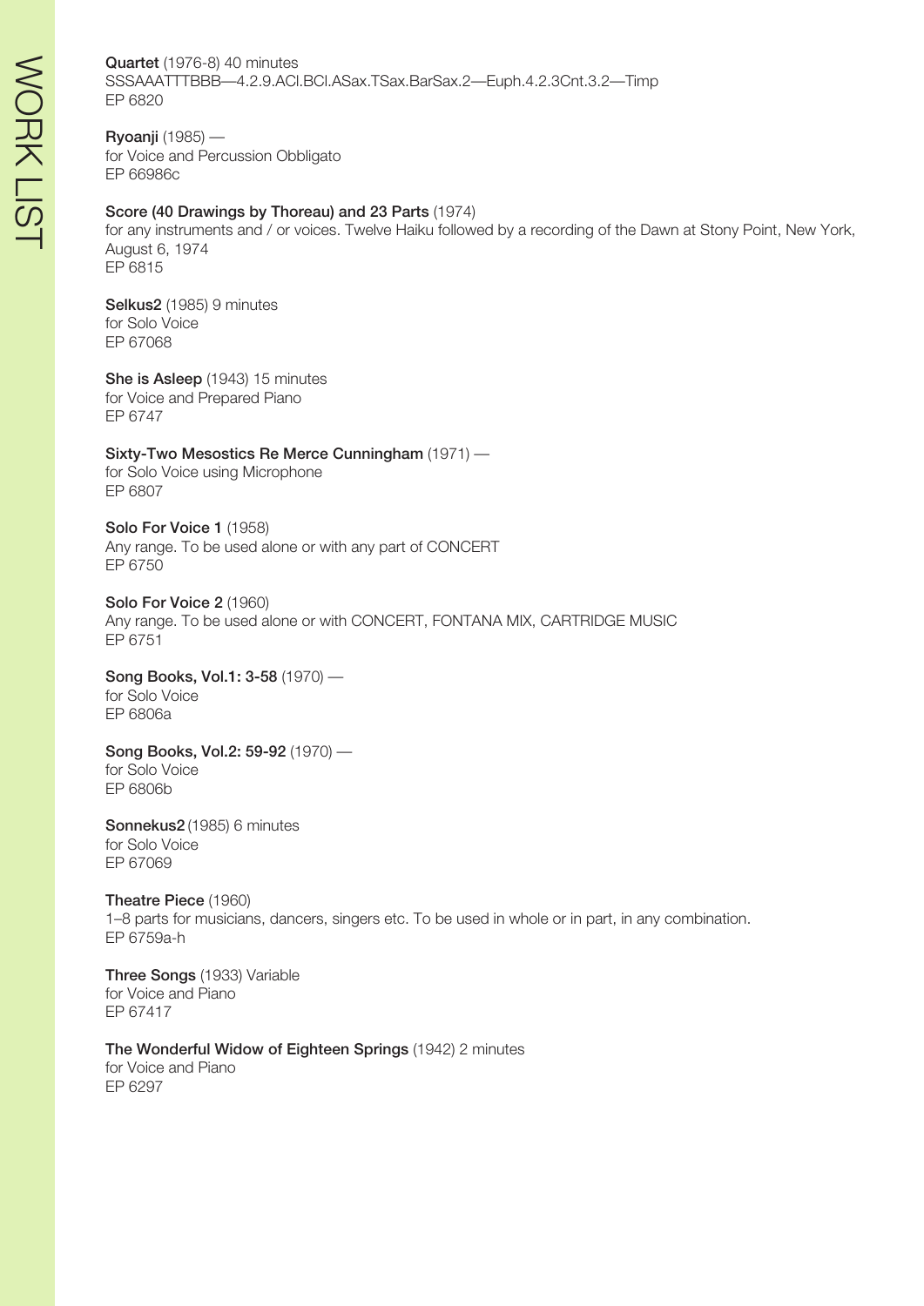**Quartet** (1976-8) 40 minutes
SSSAAATTTBBB—4.2.9.ACl.BCl.ASax.TSax.BarSax.2—Euph.4.2.3Cnt.3.2—Timp
EP 6820

**Ryoanji** (1985) —
for Voice and Percussion Obbligato
EP 66986c

**Score (40 Drawings by Thoreau) and 23 Parts** (1974)
for any instruments and / or voices. Twelve Haiku followed by a recording of the Dawn at Stony Point, New York, August 6, 1974
EP 6815

**Selkus2** (1985) 9 minutes
for Solo Voice
EP 67068

**She is Asleep** (1943) 15 minutes
for Voice and Prepared Piano
EP 6747

**Sixty-Two Mesostics Re Merce Cunningham** (1971) —
for Solo Voice using Microphone
EP 6807

**Solo For Voice 1** (1958)
Any range. To be used alone or with any part of CONCERT
EP 6750

**Solo For Voice 2** (1960)
Any range. To be used alone or with CONCERT, FONTANA MIX, CARTRIDGE MUSIC
EP 6751

**Song Books, Vol.1: 3-58** (1970) —
for Solo Voice
EP 6806a

**Song Books, Vol.2: 59-92** (1970) —
for Solo Voice
EP 6806b

**Sonnekus2** (1985) 6 minutes
for Solo Voice
EP 67069

**Theatre Piece** (1960)
1–8 parts for musicians, dancers, singers etc. To be used in whole or in part, in any combination.
EP 6759a-h

**Three Songs** (1933) Variable
for Voice and Piano
EP 67417

**The Wonderful Widow of Eighteen Springs** (1942) 2 minutes
for Voice and Piano
EP 6297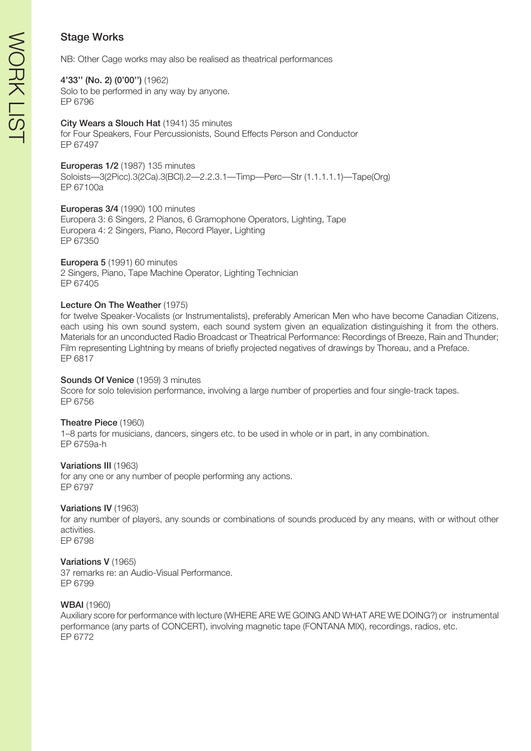## Stage Works

NB: Other Cage works may also be realised as theatrical performances

**4'33'' (No. 2) (0'00'')** (1962)
Solo to be performed in any way by anyone.
EP 6796

**City Wears a Slouch Hat** (1941) 35 minutes
for Four Speakers, Four Percussionists, Sound Effects Person and Conductor
EP 67497

**Europeras 1/2** (1987) 135 minutes
Soloists—3(2Picc).3(2Ca).3(BCl).2—2.2.3.1—Timp—Perc—Str (1.1.1.1.1)—Tape(Org)
EP 67100a

**Europeras 3/4** (1990) 100 minutes
Europera 3: 6 Singers, 2 Pianos, 6 Gramophone Operators, Lighting, Tape
Europera 4: 2 Singers, Piano, Record Player, Lighting
EP 67350

**Europera 5** (1991) 60 minutes
2 Singers, Piano, Tape Machine Operator, Lighting Technician
EP 67405

**Lecture On The Weather** (1975)
for twelve Speaker-Vocalists (or Instrumentalists), preferably American Men who have become Canadian Citizens, each using his own sound system, each sound system given an equalization distinguishing it from the others. Materials for an unconducted Radio Broadcast or Theatrical Performance: Recordings of Breeze, Rain and Thunder; Film representing Lightning by means of briefly projected negatives of drawings by Thoreau, and a Preface.
EP 6817

**Sounds Of Venice** (1959) 3 minutes
Score for solo television performance, involving a large number of properties and four single-track tapes.
EP 6756

**Theatre Piece** (1960)
1–8 parts for musicians, dancers, singers etc. to be used in whole or in part, in any combination.
EP 6759a-h

**Variations III** (1963)
for any one or any number of people performing any actions.
EP 6797

**Variations IV** (1963)
for any number of players, any sounds or combinations of sounds produced by any means, with or without other activities.
EP 6798

**Variations V** (1965)
37 remarks re: an Audio-Visual Performance.
EP 6799

**WBAI** (1960)
Auxiliary score for performance with lecture (WHERE ARE WE GOING AND WHAT ARE WE DOING?) or instrumental performance (any parts of CONCERT), involving magnetic tape (FONTANA MIX), recordings, radios, etc.
EP 6772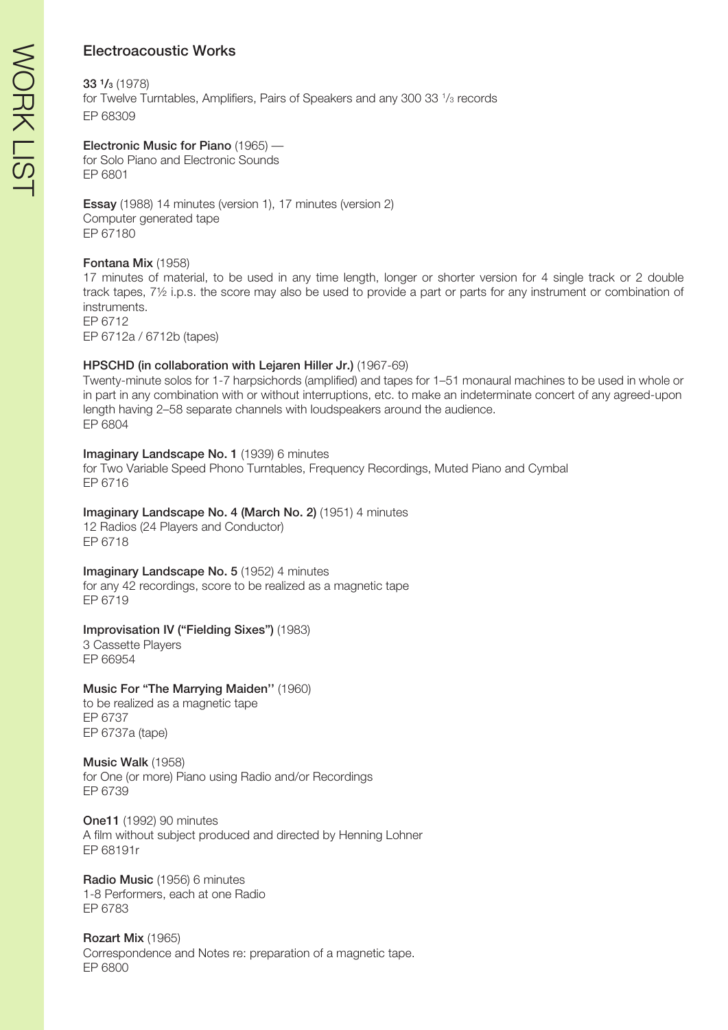## Electroacoustic Works

**33 1/3** (1978)
for Twelve Turntables, Amplifiers, Pairs of Speakers and any 300 33 1/3 records
EP 68309

**Electronic Music for Piano** (1965) —
for Solo Piano and Electronic Sounds
EP 6801

**Essay** (1988) 14 minutes (version 1), 17 minutes (version 2)
Computer generated tape
EP 67180

**Fontana Mix** (1958)
17 minutes of material, to be used in any time length, longer or shorter version for 4 single track or 2 double track tapes, 7½ i.p.s. the score may also be used to provide a part or parts for any instrument or combination of instruments.
EP 6712
EP 6712a / 6712b (tapes)

**HPSCHD (in collaboration with Lejaren Hiller Jr.)** (1967-69)
Twenty-minute solos for 1-7 harpsichords (amplified) and tapes for 1–51 monaural machines to be used in whole or in part in any combination with or without interruptions, etc. to make an indeterminate concert of any agreed-upon length having 2–58 separate channels with loudspeakers around the audience.
EP 6804

**Imaginary Landscape No. 1** (1939) 6 minutes
for Two Variable Speed Phono Turntables, Frequency Recordings, Muted Piano and Cymbal
EP 6716

**Imaginary Landscape No. 4 (March No. 2)** (1951) 4 minutes
12 Radios (24 Players and Conductor)
EP 6718

**Imaginary Landscape No. 5** (1952) 4 minutes
for any 42 recordings, score to be realized as a magnetic tape
EP 6719

**Improvisation IV ("Fielding Sixes")** (1983)
3 Cassette Players
EP 66954

**Music For "The Marrying Maiden"** (1960)
to be realized as a magnetic tape
EP 6737
EP 6737a (tape)

**Music Walk** (1958)
for One (or more) Piano using Radio and/or Recordings
EP 6739

**One11** (1992) 90 minutes
A film without subject produced and directed by Henning Lohner
EP 68191r

**Radio Music** (1956) 6 minutes
1-8 Performers, each at one Radio
EP 6783

**Rozart Mix** (1965)
Correspondence and Notes re: preparation of a magnetic tape.
EP 6800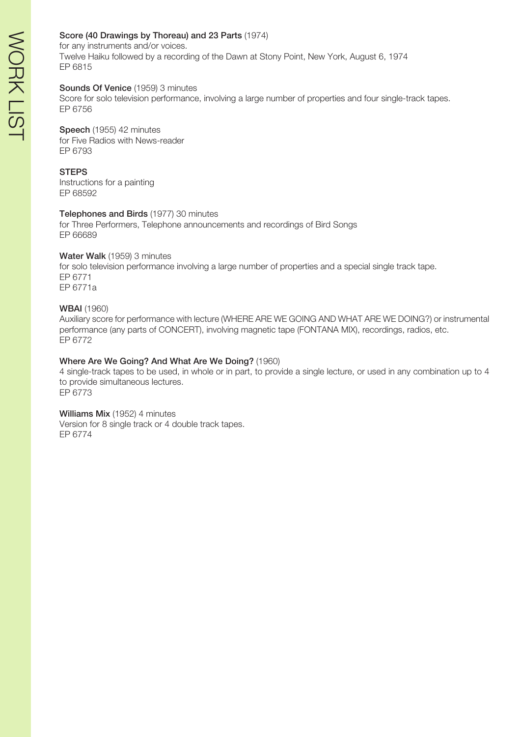**Score (40 Drawings by Thoreau) and 23 Parts** (1974)
for any instruments and/or voices.
Twelve Haiku followed by a recording of the Dawn at Stony Point, New York, August 6, 1974
EP 6815

**Sounds Of Venice** (1959) 3 minutes
Score for solo television performance, involving a large number of properties and four single-track tapes.
EP 6756

**Speech** (1955) 42 minutes
for Five Radios with News-reader
EP 6793

**STEPS**
Instructions for a painting
EP 68592

**Telephones and Birds** (1977) 30 minutes
for Three Performers, Telephone announcements and recordings of Bird Songs
EP 66689

**Water Walk** (1959) 3 minutes
for solo television performance involving a large number of properties and a special single track tape.
EP 6771
EP 6771a

**WBAI** (1960)
Auxiliary score for performance with lecture (WHERE ARE WE GOING AND WHAT ARE WE DOING?) or instrumental performance (any parts of CONCERT), involving magnetic tape (FONTANA MIX), recordings, radios, etc.
EP 6772

**Where Are We Going? And What Are We Doing?** (1960)
4 single-track tapes to be used, in whole or in part, to provide a single lecture, or used in any combination up to 4 to provide simultaneous lectures.
EP 6773

**Williams Mix** (1952) 4 minutes
Version for 8 single track or 4 double track tapes.
EP 6774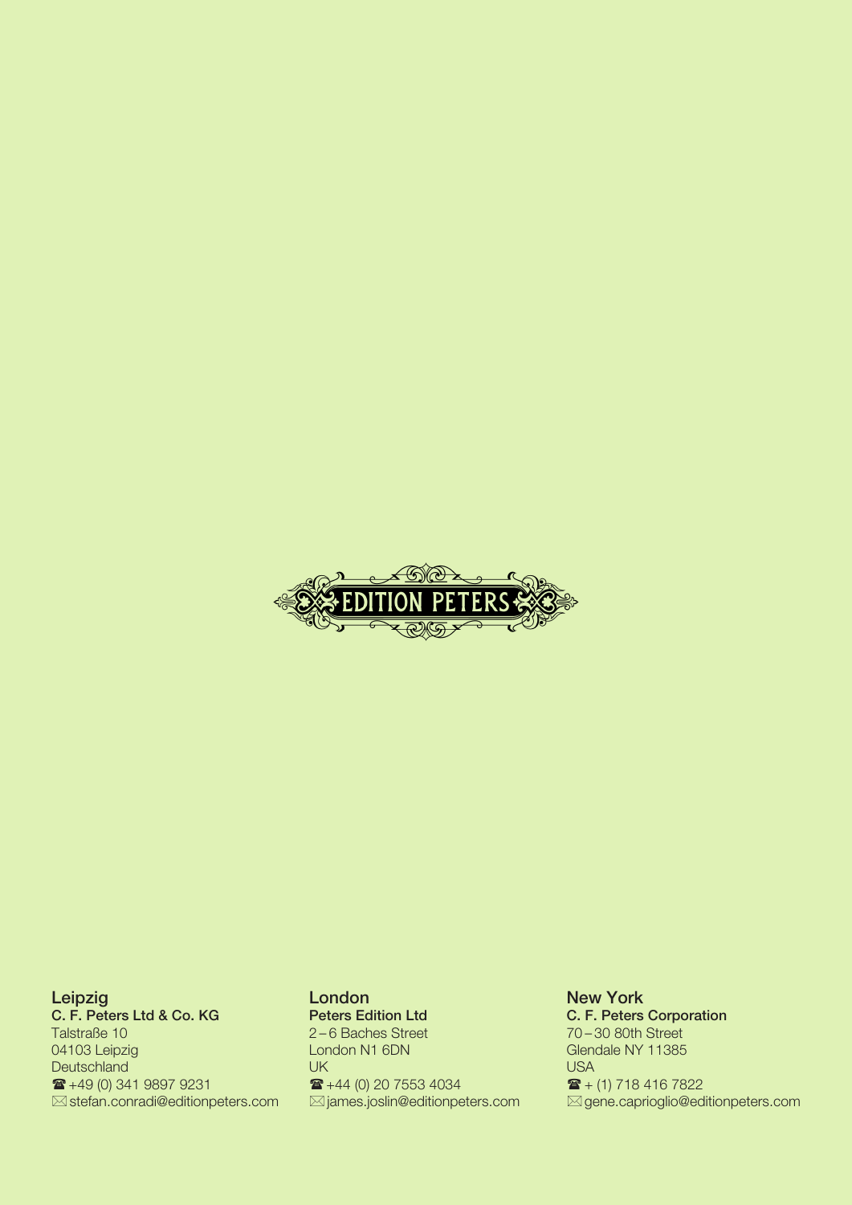EDITION PETERS

**Leipzig**
**C. F. Peters Ltd & Co. KG**
Talstraße 10
04103 Leipzig
Deutschland
☎ +49 (0) 341 9897 9231
✉ stefan.conradi@editionpeters.com

**London**
**Peters Edition Ltd**
2 – 6 Baches Street
London N1 6DN
UK
☎ +44 (0) 20 7553 4034
✉ james.joslin@editionpeters.com

**New York**
**C. F. Peters Corporation**
70 – 30 80th Street
Glendale NY 11385
USA
☎ + (1) 718 416 7822
✉ gene.caprioglio@editionpeters.com